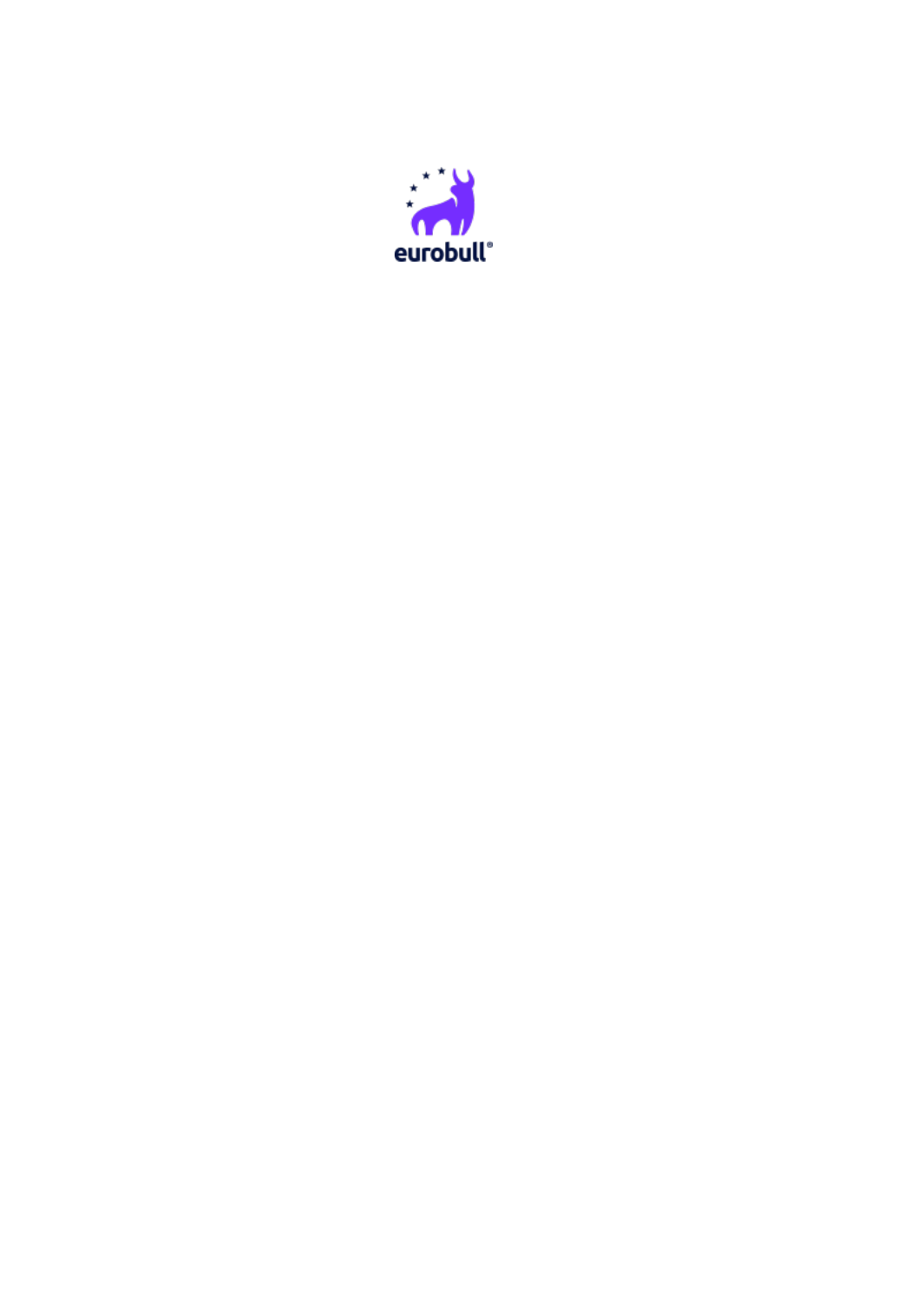eurobull®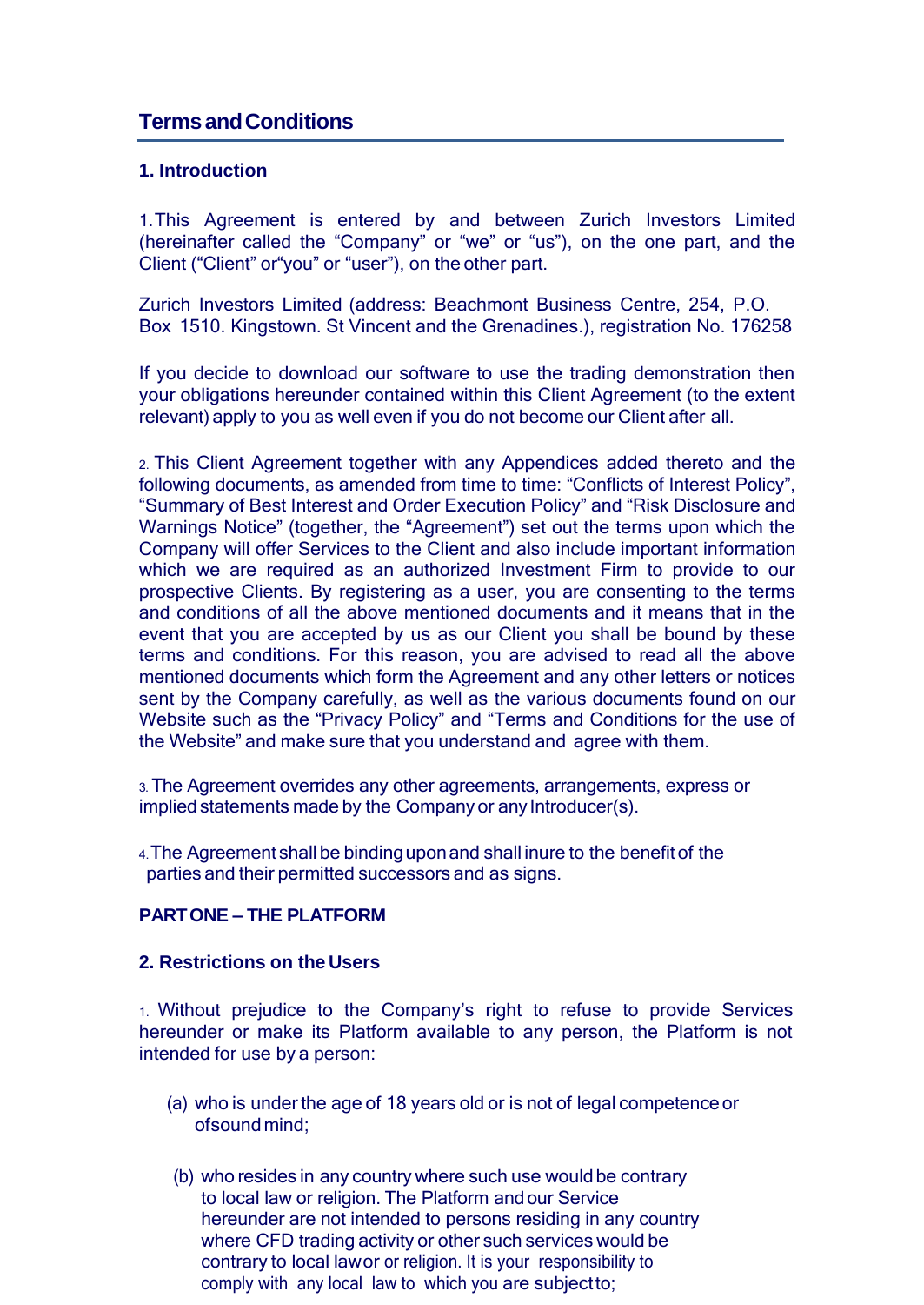## Terms and Conditions

### 1. Introduction

1. This Agreement is entered by and between Zurich Investors Limited (hereinafter called the "Company" or "we" or "us"), on the one part, and the Client ("Client" or"you" or "user"), on the other part.

Zurich Investors Limited (address: Beachmont Business Centre, 254, P.O. Box 1510. Kingstown. St Vincent and the Grenadines.), registration No. 176258

If you decide to download our software to use the trading demonstration then your obligations hereunder contained within this Client Agreement (to the extent relevant) apply to you as well even if you do not become our Client after all.

2. This Client Agreement together with any Appendices added thereto and the following documents, as amended from time to time: "Conflicts of Interest Policy", "Summary of Best Interest and Order Execution Policy" and "Risk Disclosure and Warnings Notice" (together, the "Agreement") set out the terms upon which the Company will offer Services to the Client and also include important information which we are required as an authorized Investment Firm to provide to our prospective Clients. By registering as a user, you are consenting to the terms and conditions of all the above mentioned documents and it means that in the event that you are accepted by us as our Client you shall be bound by these terms and conditions. For this reason, you are advised to read all the above mentioned documents which form the Agreement and any other letters or notices sent by the Company carefully, as well as the various documents found on our Website such as the "Privacy Policy" and "Terms and Conditions for the use of the Website" and make sure that you understand and agree with them.

3. The Agreement overrides any other agreements, arrangements, express or implied statements made by the Company or any Introducer(s).

4. The Agreement shall be binding upon and shall inure to the benefit of the parties and their permitted successors and as signs.

### PART ONE – THE PLATFORM

### 2. Restrictions on the Users

1. Without prejudice to the Company's right to refuse to provide Services hereunder or make its Platform available to any person, the Platform is not intended for use by a person:

(a) who is under the age of 18 years old or is not of legal competence or ofsound mind;

(b) who resides in any country where such use would be contrary to local law or religion. The Platform and our Service hereunder are not intended to persons residing in any country where CFD trading activity or other such services would be contrary to local lawor or religion. It is your responsibility to comply with any local law to which you are subjectto;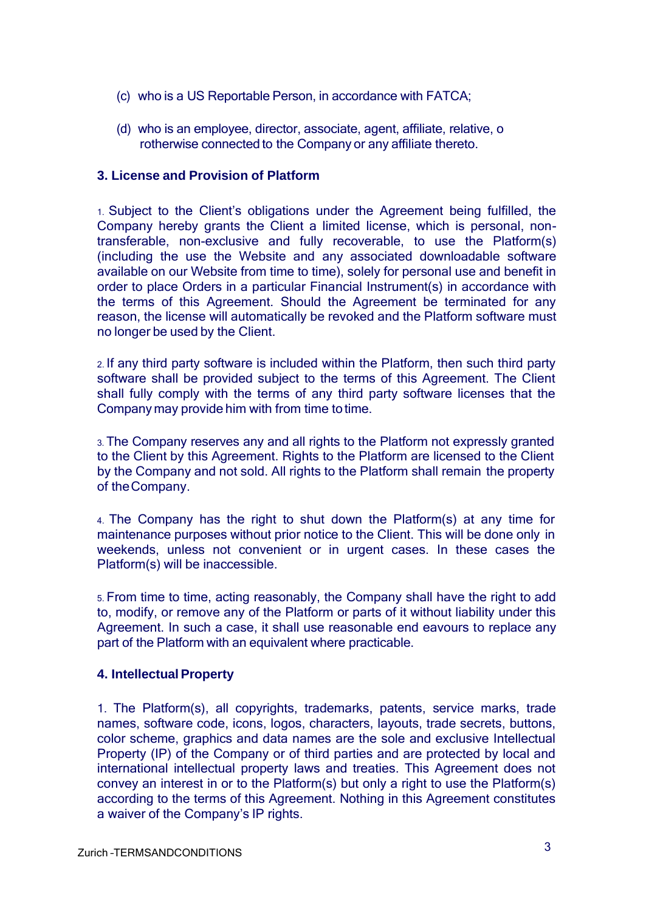(c) who is a US Reportable Person, in accordance with FATCA;

(d) who is an employee, director, associate, agent, affiliate, relative, o rotherwise connected to the Company or any affiliate thereto.

**3. License and Provision of Platform**

1. Subject to the Client's obligations under the Agreement being fulfilled, the Company hereby grants the Client a limited license, which is personal, non-transferable, non-exclusive and fully recoverable, to use the Platform(s) (including the use the Website and any associated downloadable software available on our Website from time to time), solely for personal use and benefit in order to place Orders in a particular Financial Instrument(s) in accordance with the terms of this Agreement. Should the Agreement be terminated for any reason, the license will automatically be revoked and the Platform software must no longer be used by the Client.

2. If any third party software is included within the Platform, then such third party software shall be provided subject to the terms of this Agreement. The Client shall fully comply with the terms of any third party software licenses that the Company may provide him with from time to time.

3. The Company reserves any and all rights to the Platform not expressly granted to the Client by this Agreement. Rights to the Platform are licensed to the Client by the Company and not sold. All rights to the Platform shall remain the property of the Company.

4. The Company has the right to shut down the Platform(s) at any time for maintenance purposes without prior notice to the Client. This will be done only in weekends, unless not convenient or in urgent cases. In these cases the Platform(s) will be inaccessible.

5. From time to time, acting reasonably, the Company shall have the right to add to, modify, or remove any of the Platform or parts of it without liability under this Agreement. In such a case, it shall use reasonable end eavours to replace any part of the Platform with an equivalent where practicable.

**4. Intellectual Property**

1. The Platform(s), all copyrights, trademarks, patents, service marks, trade names, software code, icons, logos, characters, layouts, trade secrets, buttons, color scheme, graphics and data names are the sole and exclusive Intellectual Property (IP) of the Company or of third parties and are protected by local and international intellectual property laws and treaties. This Agreement does not convey an interest in or to the Platform(s) but only a right to use the Platform(s) according to the terms of this Agreement. Nothing in this Agreement constitutes a waiver of the Company's IP rights.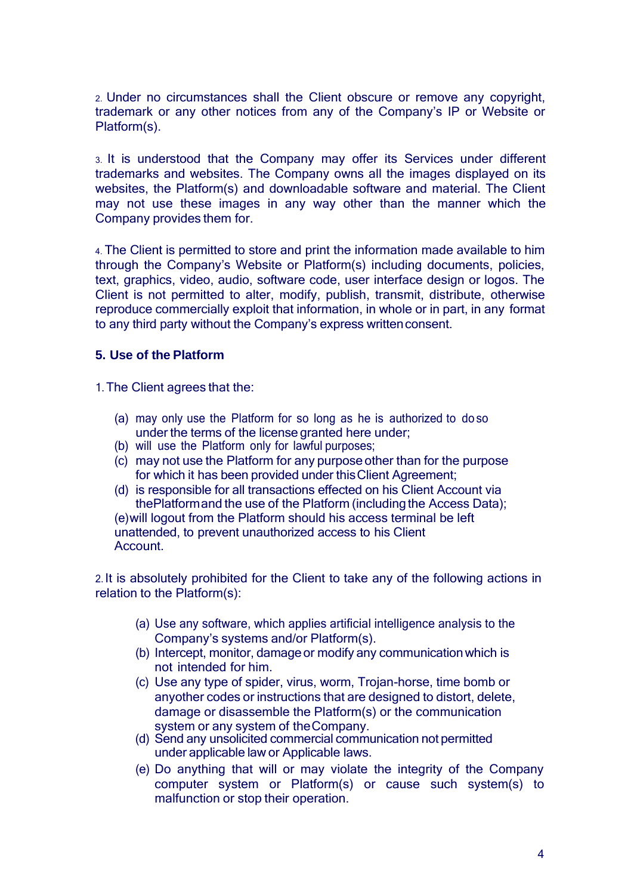2. Under no circumstances shall the Client obscure or remove any copyright, trademark or any other notices from any of the Company's IP or Website or Platform(s).

3. It is understood that the Company may offer its Services under different trademarks and websites. The Company owns all the images displayed on its websites, the Platform(s) and downloadable software and material. The Client may not use these images in any way other than the manner which the Company provides them for.

4. The Client is permitted to store and print the information made available to him through the Company's Website or Platform(s) including documents, policies, text, graphics, video, audio, software code, user interface design or logos. The Client is not permitted to alter, modify, publish, transmit, distribute, otherwise reproduce commercially exploit that information, in whole or in part, in any format to any third party without the Company's express written consent.

**5. Use of the Platform**

1. The Client agrees that the:

   (a) may only use the Platform for so long as he is authorized to do so under the terms of the license granted here under;
   (b) will use the Platform only for lawful purposes;
   (c) may not use the Platform for any purpose other than for the purpose for which it has been provided under this Client Agreement;
   (d) is responsible for all transactions effected on his Client Account via the Platform and the use of the Platform (including the Access Data);
   (e) will logout from the Platform should his access terminal be left unattended, to prevent unauthorized access to his Client Account.

2. It is absolutely prohibited for the Client to take any of the following actions in relation to the Platform(s):

   (a) Use any software, which applies artificial intelligence analysis to the Company's systems and/or Platform(s).
   (b) Intercept, monitor, damage or modify any communication which is not intended for him.
   (c) Use any type of spider, virus, worm, Trojan-horse, time bomb or any other codes or instructions that are designed to distort, delete, damage or disassemble the Platform(s) or the communication system or any system of the Company.
   (d) Send any unsolicited commercial communication not permitted under applicable law or Applicable laws.
   (e) Do anything that will or may violate the integrity of the Company computer system or Platform(s) or cause such system(s) to malfunction or stop their operation.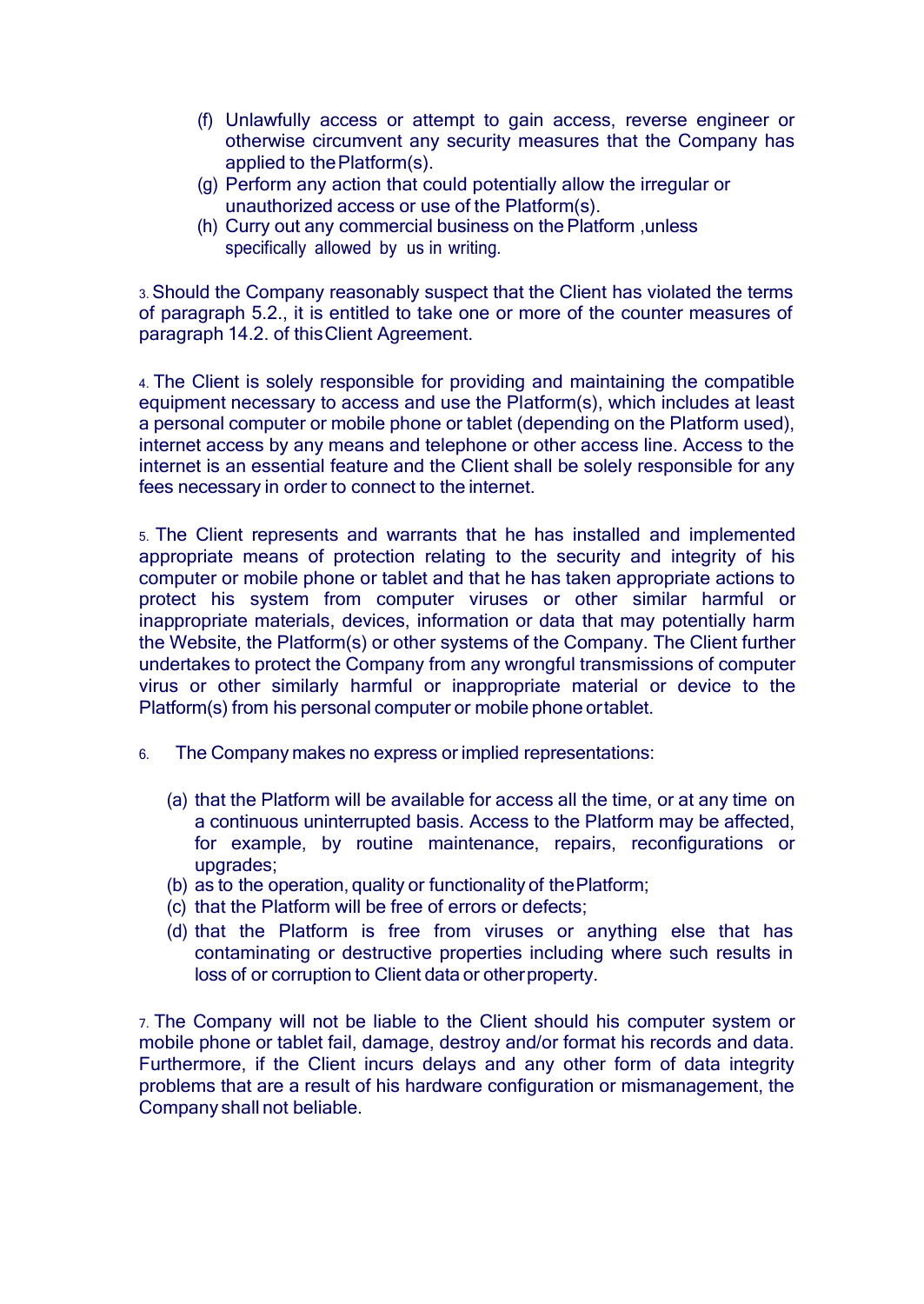(f) Unlawfully access or attempt to gain access, reverse engineer or otherwise circumvent any security measures that the Company has applied to the Platform(s).

(g) Perform any action that could potentially allow the irregular or unauthorized access or use of the Platform(s).

(h) Curry out any commercial business on the Platform ,unless specifically allowed by us in writing.

3. Should the Company reasonably suspect that the Client has violated the terms of paragraph 5.2., it is entitled to take one or more of the counter measures of paragraph 14.2. of this Client Agreement.

4. The Client is solely responsible for providing and maintaining the compatible equipment necessary to access and use the Platform(s), which includes at least a personal computer or mobile phone or tablet (depending on the Platform used), internet access by any means and telephone or other access line. Access to the internet is an essential feature and the Client shall be solely responsible for any fees necessary in order to connect to the internet.

5. The Client represents and warrants that he has installed and implemented appropriate means of protection relating to the security and integrity of his computer or mobile phone or tablet and that he has taken appropriate actions to protect his system from computer viruses or other similar harmful or inappropriate materials, devices, information or data that may potentially harm the Website, the Platform(s) or other systems of the Company. The Client further undertakes to protect the Company from any wrongful transmissions of computer virus or other similarly harmful or inappropriate material or device to the Platform(s) from his personal computer or mobile phone or tablet.

6. The Company makes no express or implied representations:

(a) that the Platform will be available for access all the time, or at any time on a continuous uninterrupted basis. Access to the Platform may be affected, for example, by routine maintenance, repairs, reconfigurations or upgrades;

(b) as to the operation, quality or functionality of the Platform;

(c) that the Platform will be free of errors or defects;

(d) that the Platform is free from viruses or anything else that has contaminating or destructive properties including where such results in loss of or corruption to Client data or other property.

7. The Company will not be liable to the Client should his computer system or mobile phone or tablet fail, damage, destroy and/or format his records and data. Furthermore, if the Client incurs delays and any other form of data integrity problems that are a result of his hardware configuration or mismanagement, the Company shall not beliable.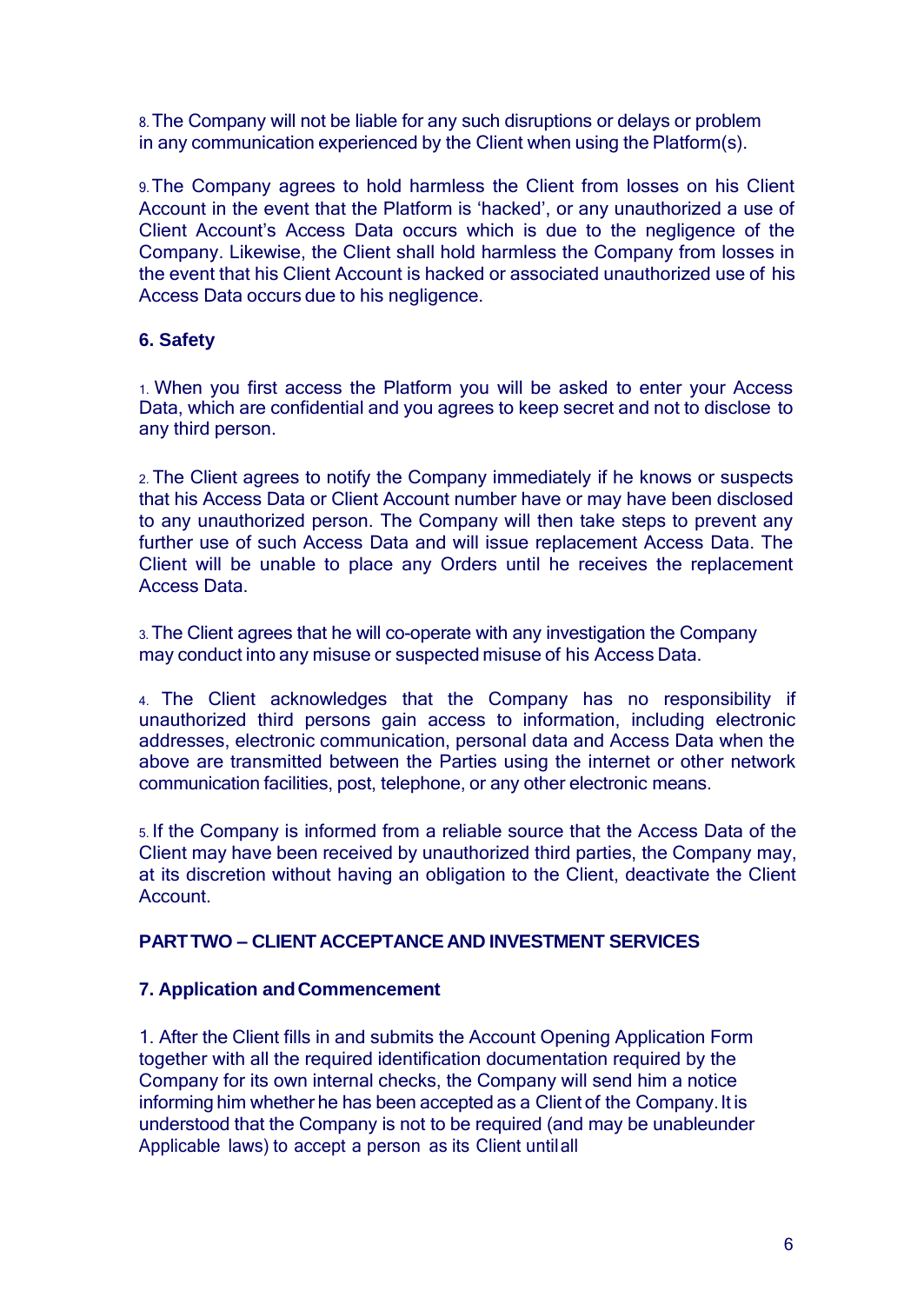8. The Company will not be liable for any such disruptions or delays or problem in any communication experienced by the Client when using the Platform(s).

9. The Company agrees to hold harmless the Client from losses on his Client Account in the event that the Platform is 'hacked', or any unauthorized a use of Client Account's Access Data occurs which is due to the negligence of the Company. Likewise, the Client shall hold harmless the Company from losses in the event that his Client Account is hacked or associated unauthorized use of his Access Data occurs due to his negligence.

### 6. Safety

1. When you first access the Platform you will be asked to enter your Access Data, which are confidential and you agrees to keep secret and not to disclose to any third person.

2. The Client agrees to notify the Company immediately if he knows or suspects that his Access Data or Client Account number have or may have been disclosed to any unauthorized person. The Company will then take steps to prevent any further use of such Access Data and will issue replacement Access Data. The Client will be unable to place any Orders until he receives the replacement Access Data.

3. The Client agrees that he will co-operate with any investigation the Company may conduct into any misuse or suspected misuse of his Access Data.

4. The Client acknowledges that the Company has no responsibility if unauthorized third persons gain access to information, including electronic addresses, electronic communication, personal data and Access Data when the above are transmitted between the Parties using the internet or other network communication facilities, post, telephone, or any other electronic means.

5. If the Company is informed from a reliable source that the Access Data of the Client may have been received by unauthorized third parties, the Company may, at its discretion without having an obligation to the Client, deactivate the Client Account.

## PART TWO – CLIENT ACCEPTANCE AND INVESTMENT SERVICES

### 7. Application and Commencement

1. After the Client fills in and submits the Account Opening Application Form together with all the required identification documentation required by the Company for its own internal checks, the Company will send him a notice informing him whether he has been accepted as a Client of the Company. It is understood that the Company is not to be required (and may be unable under Applicable laws) to accept a person as its Client until all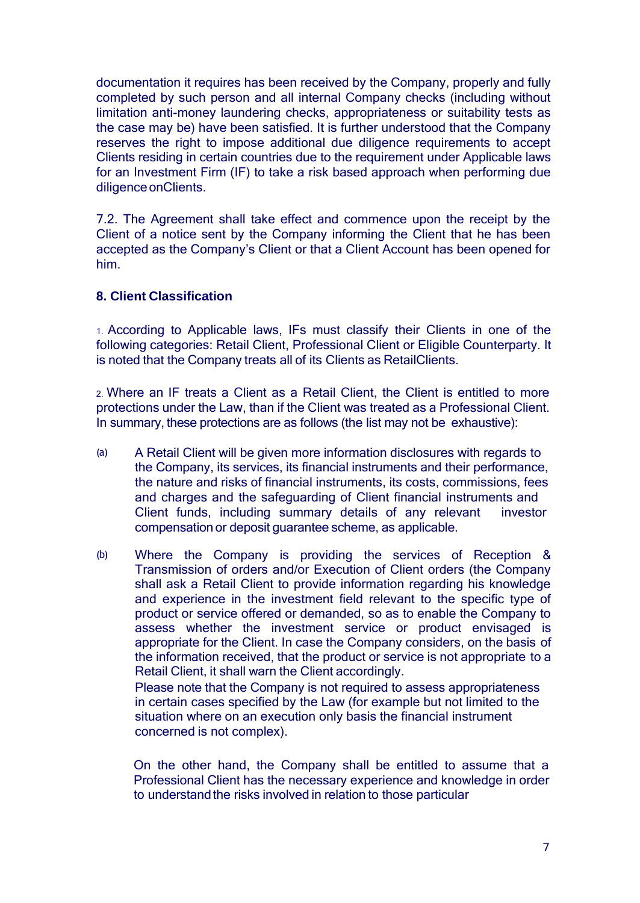documentation it requires has been received by the Company, properly and fully completed by such person and all internal Company checks (including without limitation anti-money laundering checks, appropriateness or suitability tests as the case may be) have been satisfied. It is further understood that the Company reserves the right to impose additional due diligence requirements to accept Clients residing in certain countries due to the requirement under Applicable laws for an Investment Firm (IF) to take a risk based approach when performing due diligence onClients.

7.2. The Agreement shall take effect and commence upon the receipt by the Client of a notice sent by the Company informing the Client that he has been accepted as the Company's Client or that a Client Account has been opened for him.

### 8. Client Classification

1. According to Applicable laws, IFs must classify their Clients in one of the following categories: Retail Client, Professional Client or Eligible Counterparty. It is noted that the Company treats all of its Clients as RetailClients.

2. Where an IF treats a Client as a Retail Client, the Client is entitled to more protections under the Law, than if the Client was treated as a Professional Client. In summary, these protections are as follows (the list may not be exhaustive):

(a) A Retail Client will be given more information disclosures with regards to the Company, its services, its financial instruments and their performance, the nature and risks of financial instruments, its costs, commissions, fees and charges and the safeguarding of Client financial instruments and Client funds, including summary details of any relevant investor compensation or deposit guarantee scheme, as applicable.

(b) Where the Company is providing the services of Reception & Transmission of orders and/or Execution of Client orders (the Company shall ask a Retail Client to provide information regarding his knowledge and experience in the investment field relevant to the specific type of product or service offered or demanded, so as to enable the Company to assess whether the investment service or product envisaged is appropriate for the Client. In case the Company considers, on the basis of the information received, that the product or service is not appropriate to a Retail Client, it shall warn the Client accordingly.
Please note that the Company is not required to assess appropriateness in certain cases specified by the Law (for example but not limited to the situation where on an execution only basis the financial instrument concerned is not complex).

On the other hand, the Company shall be entitled to assume that a Professional Client has the necessary experience and knowledge in order to understand the risks involved in relation to those particular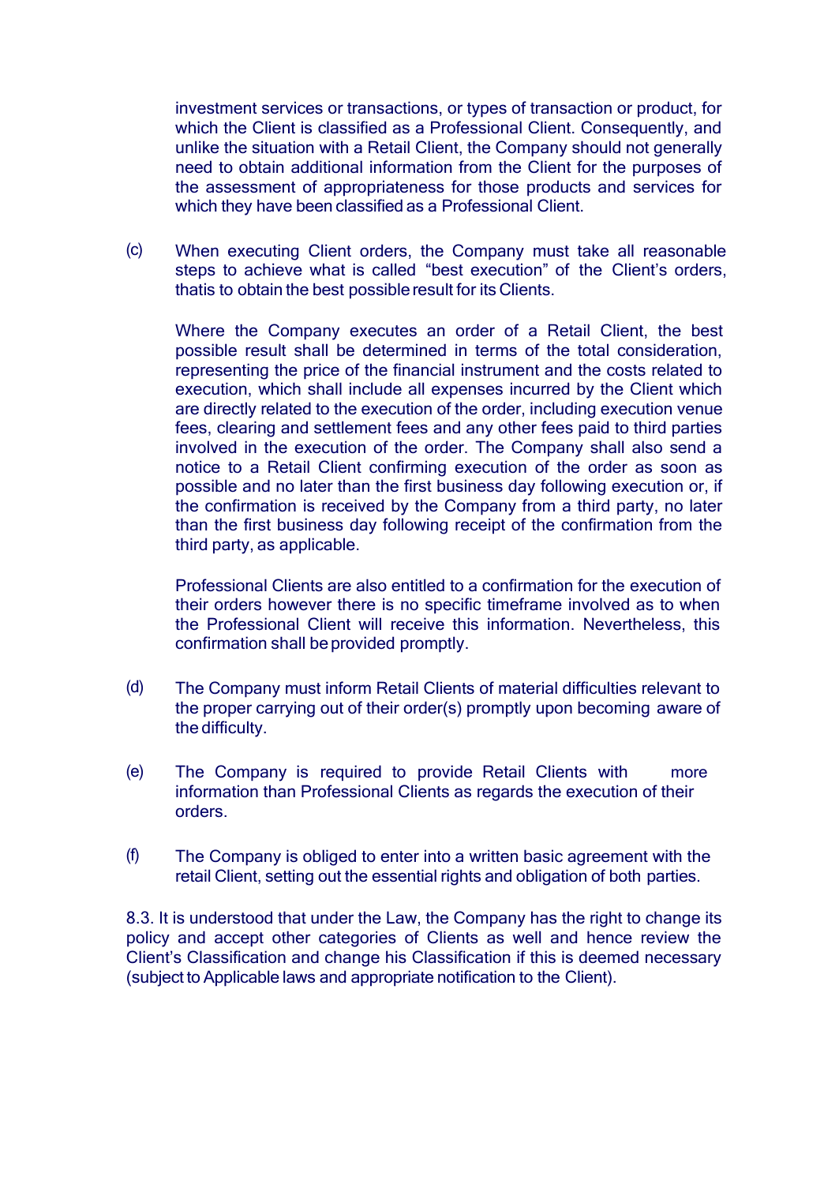investment services or transactions, or types of transaction or product, for which the Client is classified as a Professional Client. Consequently, and unlike the situation with a Retail Client, the Company should not generally need to obtain additional information from the Client for the purposes of the assessment of appropriateness for those products and services for which they have been classified as a Professional Client.

(c) When executing Client orders, the Company must take all reasonable steps to achieve what is called “best execution” of the Client’s orders, thatis to obtain the best possible result for its Clients.

Where the Company executes an order of a Retail Client, the best possible result shall be determined in terms of the total consideration, representing the price of the financial instrument and the costs related to execution, which shall include all expenses incurred by the Client which are directly related to the execution of the order, including execution venue fees, clearing and settlement fees and any other fees paid to third parties involved in the execution of the order. The Company shall also send a notice to a Retail Client confirming execution of the order as soon as possible and no later than the first business day following execution or, if the confirmation is received by the Company from a third party, no later than the first business day following receipt of the confirmation from the third party, as applicable.

Professional Clients are also entitled to a confirmation for the execution of their orders however there is no specific timeframe involved as to when the Professional Client will receive this information. Nevertheless, this confirmation shall be provided promptly.

(d) The Company must inform Retail Clients of material difficulties relevant to the proper carrying out of their order(s) promptly upon becoming aware of the difficulty.

(e) The Company is required to provide Retail Clients with more information than Professional Clients as regards the execution of their orders.

(f) The Company is obliged to enter into a written basic agreement with the retail Client, setting out the essential rights and obligation of both parties.

8.3. It is understood that under the Law, the Company has the right to change its policy and accept other categories of Clients as well and hence review the Client’s Classification and change his Classification if this is deemed necessary (subject to Applicable laws and appropriate notification to the Client).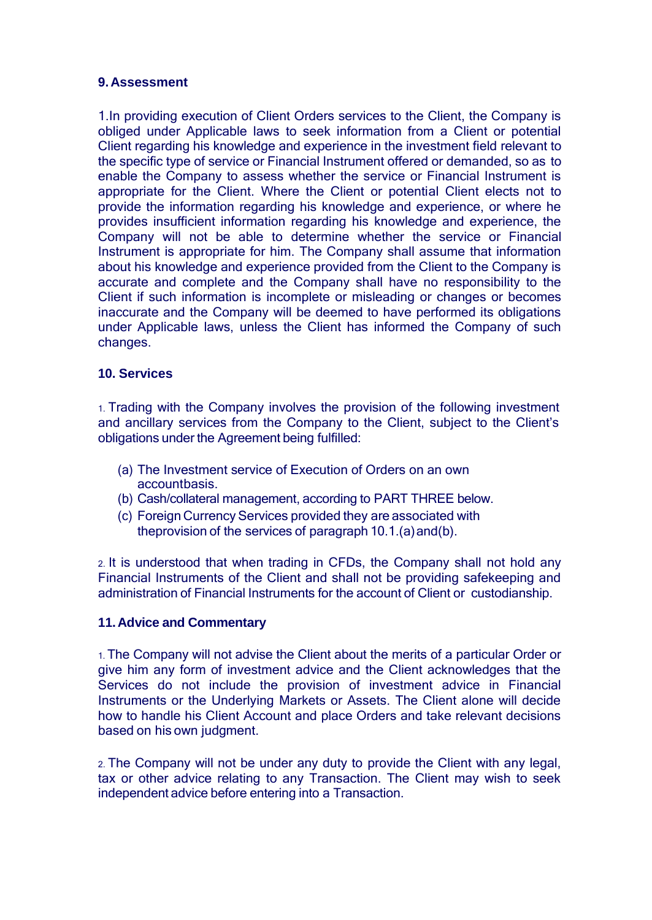### 9. Assessment

1.In providing execution of Client Orders services to the Client, the Company is obliged under Applicable laws to seek information from a Client or potential Client regarding his knowledge and experience in the investment field relevant to the specific type of service or Financial Instrument offered or demanded, so as to enable the Company to assess whether the service or Financial Instrument is appropriate for the Client. Where the Client or potential Client elects not to provide the information regarding his knowledge and experience, or where he provides insufficient information regarding his knowledge and experience, the Company will not be able to determine whether the service or Financial Instrument is appropriate for him. The Company shall assume that information about his knowledge and experience provided from the Client to the Company is accurate and complete and the Company shall have no responsibility to the Client if such information is incomplete or misleading or changes or becomes inaccurate and the Company will be deemed to have performed its obligations under Applicable laws, unless the Client has informed the Company of such changes.

### 10. Services

1. Trading with the Company involves the provision of the following investment and ancillary services from the Company to the Client, subject to the Client's obligations under the Agreement being fulfilled:

(a) The Investment service of Execution of Orders on an own accountbasis.
(b) Cash/collateral management, according to PART THREE below.
(c) Foreign Currency Services provided they are associated with theprovision of the services of paragraph 10.1.(a) and(b).

2. It is understood that when trading in CFDs, the Company shall not hold any Financial Instruments of the Client and shall not be providing safekeeping and administration of Financial Instruments for the account of Client or custodianship.

### 11. Advice and Commentary

1. The Company will not advise the Client about the merits of a particular Order or give him any form of investment advice and the Client acknowledges that the Services do not include the provision of investment advice in Financial Instruments or the Underlying Markets or Assets. The Client alone will decide how to handle his Client Account and place Orders and take relevant decisions based on his own judgment.

2. The Company will not be under any duty to provide the Client with any legal, tax or other advice relating to any Transaction. The Client may wish to seek independent advice before entering into a Transaction.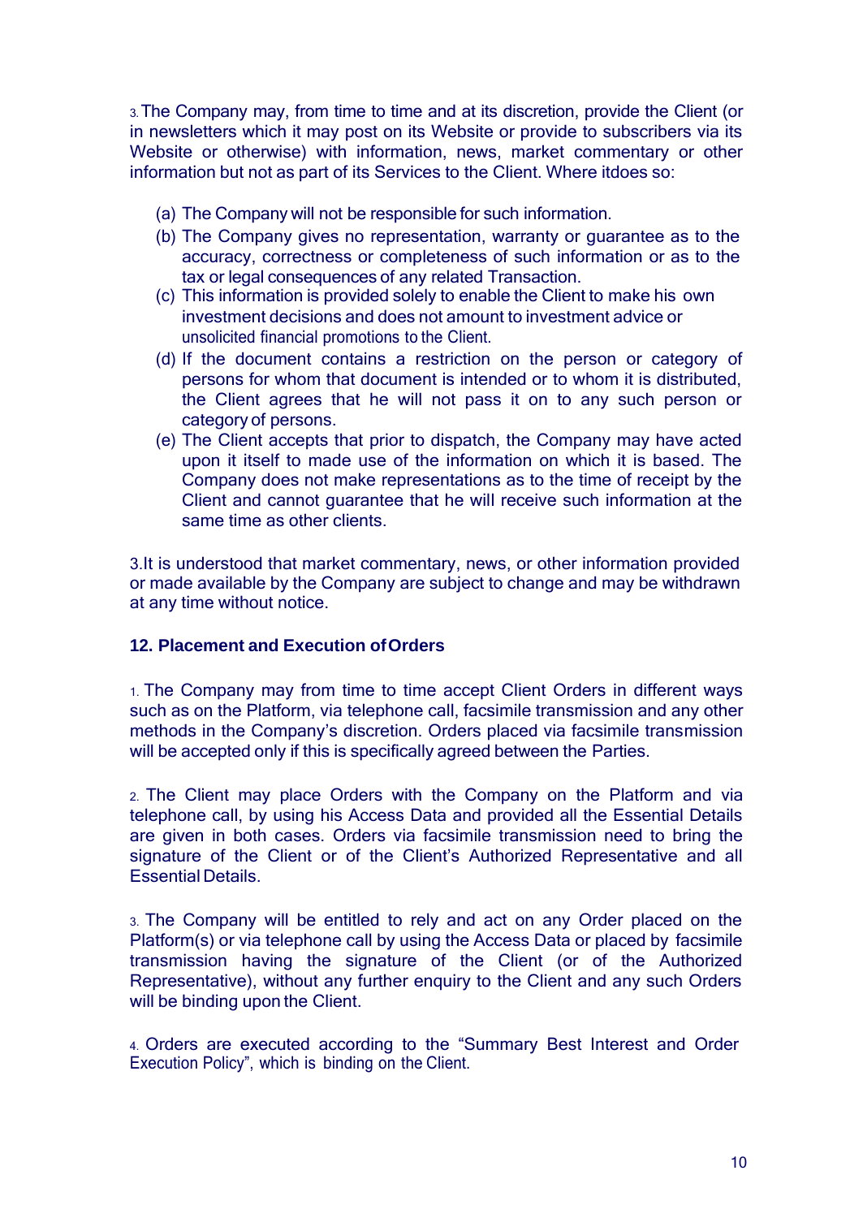3. The Company may, from time to time and at its discretion, provide the Client (or in newsletters which it may post on its Website or provide to subscribers via its Website or otherwise) with information, news, market commentary or other information but not as part of its Services to the Client. Where itdoes so:

(a) The Company will not be responsible for such information.
(b) The Company gives no representation, warranty or guarantee as to the accuracy, correctness or completeness of such information or as to the tax or legal consequences of any related Transaction.
(c) This information is provided solely to enable the Client to make his own investment decisions and does not amount to investment advice or unsolicited financial promotions to the Client.
(d) If the document contains a restriction on the person or category of persons for whom that document is intended or to whom it is distributed, the Client agrees that he will not pass it on to any such person or category of persons.
(e) The Client accepts that prior to dispatch, the Company may have acted upon it itself to made use of the information on which it is based. The Company does not make representations as to the time of receipt by the Client and cannot guarantee that he will receive such information at the same time as other clients.

3.It is understood that market commentary, news, or other information provided or made available by the Company are subject to change and may be withdrawn at any time without notice.

**12. Placement and Execution ofOrders**

1. The Company may from time to time accept Client Orders in different ways such as on the Platform, via telephone call, facsimile transmission and any other methods in the Company's discretion. Orders placed via facsimile transmission will be accepted only if this is specifically agreed between the Parties.

2. The Client may place Orders with the Company on the Platform and via telephone call, by using his Access Data and provided all the Essential Details are given in both cases. Orders via facsimile transmission need to bring the signature of the Client or of the Client's Authorized Representative and all Essential Details.

3. The Company will be entitled to rely and act on any Order placed on the Platform(s) or via telephone call by using the Access Data or placed by facsimile transmission having the signature of the Client (or of the Authorized Representative), without any further enquiry to the Client and any such Orders will be binding upon the Client.

4. Orders are executed according to the "Summary Best Interest and Order Execution Policy", which is binding on the Client.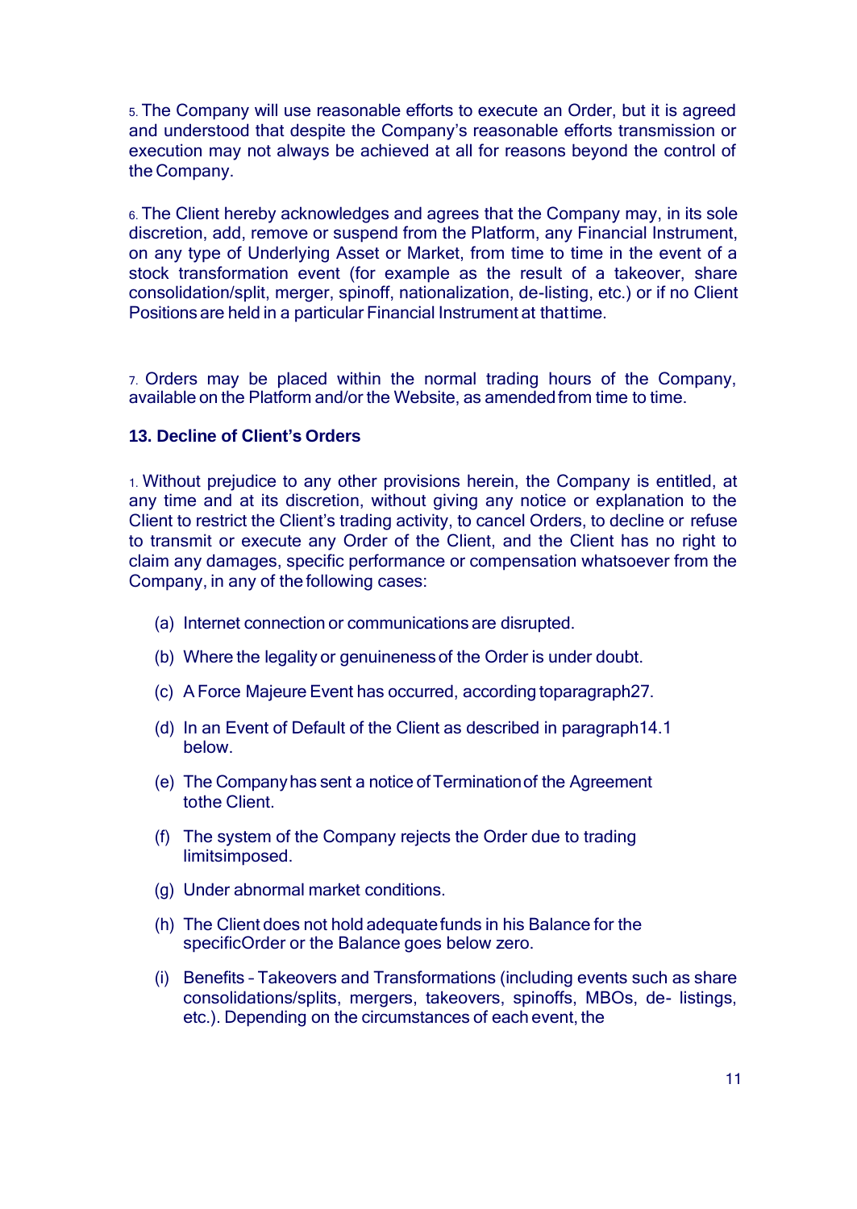5. The Company will use reasonable efforts to execute an Order, but it is agreed and understood that despite the Company's reasonable efforts transmission or execution may not always be achieved at all for reasons beyond the control of the Company.

6. The Client hereby acknowledges and agrees that the Company may, in its sole discretion, add, remove or suspend from the Platform, any Financial Instrument, on any type of Underlying Asset or Market, from time to time in the event of a stock transformation event (for example as the result of a takeover, share consolidation/split, merger, spinoff, nationalization, de-listing, etc.) or if no Client Positions are held in a particular Financial Instrument at that time.

7. Orders may be placed within the normal trading hours of the Company, available on the Platform and/or the Website, as amended from time to time.

**13. Decline of Client's Orders**

1. Without prejudice to any other provisions herein, the Company is entitled, at any time and at its discretion, without giving any notice or explanation to the Client to restrict the Client's trading activity, to cancel Orders, to decline or refuse to transmit or execute any Order of the Client, and the Client has no right to claim any damages, specific performance or compensation whatsoever from the Company, in any of the following cases:

   (a) Internet connection or communications are disrupted.

   (b) Where the legality or genuineness of the Order is under doubt.

   (c) A Force Majeure Event has occurred, according to paragraph 27.

   (d) In an Event of Default of the Client as described in paragraph 14.1 below.

   (e) The Company has sent a notice of Termination of the Agreement to the Client.

   (f) The system of the Company rejects the Order due to trading limits imposed.

   (g) Under abnormal market conditions.

   (h) The Client does not hold adequate funds in his Balance for the specific Order or the Balance goes below zero.

   (i) Benefits – Takeovers and Transformations (including events such as share consolidations/splits, mergers, takeovers, spinoffs, MBOs, de- listings, etc.). Depending on the circumstances of each event, the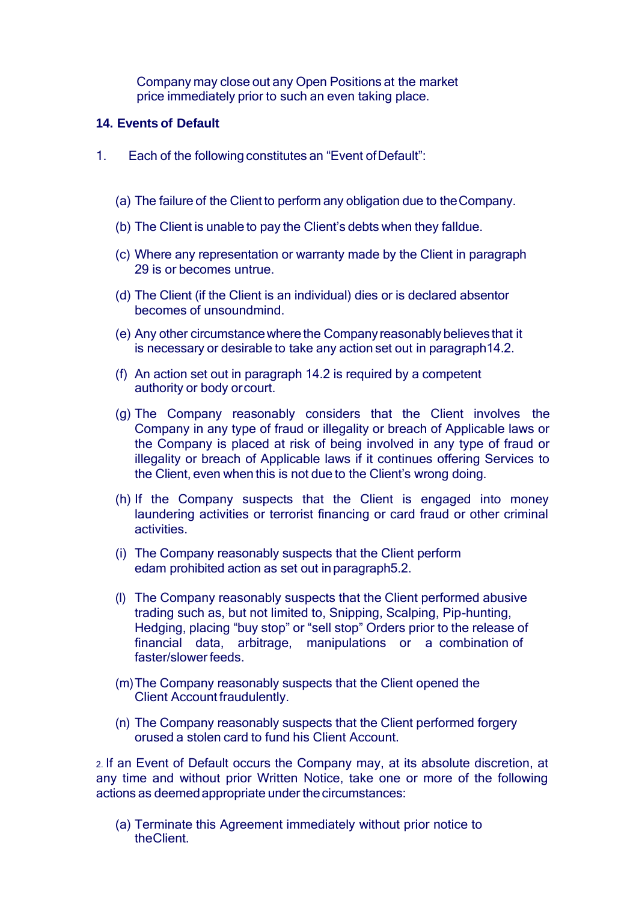Company may close out any Open Positions at the market price immediately prior to such an even taking place.

**14. Events of Default**

1. Each of the following constitutes an “Event of Default”:

(a) The failure of the Client to perform any obligation due to the Company.

(b) The Client is unable to pay the Client’s debts when they falldue.

(c) Where any representation or warranty made by the Client in paragraph 29 is or becomes untrue.

(d) The Client (if the Client is an individual) dies or is declared absentor becomes of unsoundmind.

(e) Any other circumstance where the Company reasonably believes that it is necessary or desirable to take any action set out in paragraph14.2.

(f) An action set out in paragraph 14.2 is required by a competent authority or body orcourt.

(g) The Company reasonably considers that the Client involves the Company in any type of fraud or illegality or breach of Applicable laws or the Company is placed at risk of being involved in any type of fraud or illegality or breach of Applicable laws if it continues offering Services to the Client, even when this is not due to the Client’s wrong doing.

(h) If the Company suspects that the Client is engaged into money laundering activities or terrorist financing or card fraud or other criminal activities.

(i) The Company reasonably suspects that the Client perform edam prohibited action as set out in paragraph5.2.

(l) The Company reasonably suspects that the Client performed abusive trading such as, but not limited to, Snipping, Scalping, Pip-hunting, Hedging, placing “buy stop” or “sell stop” Orders prior to the release of financial data, arbitrage, manipulations or a combination of faster/slower feeds.

(m) The Company reasonably suspects that the Client opened the Client Account fraudulently.

(n) The Company reasonably suspects that the Client performed forgery orused a stolen card to fund his Client Account.

2. If an Event of Default occurs the Company may, at its absolute discretion, at any time and without prior Written Notice, take one or more of the following actions as deemed appropriate under the circumstances:

(a) Terminate this Agreement immediately without prior notice to theClient.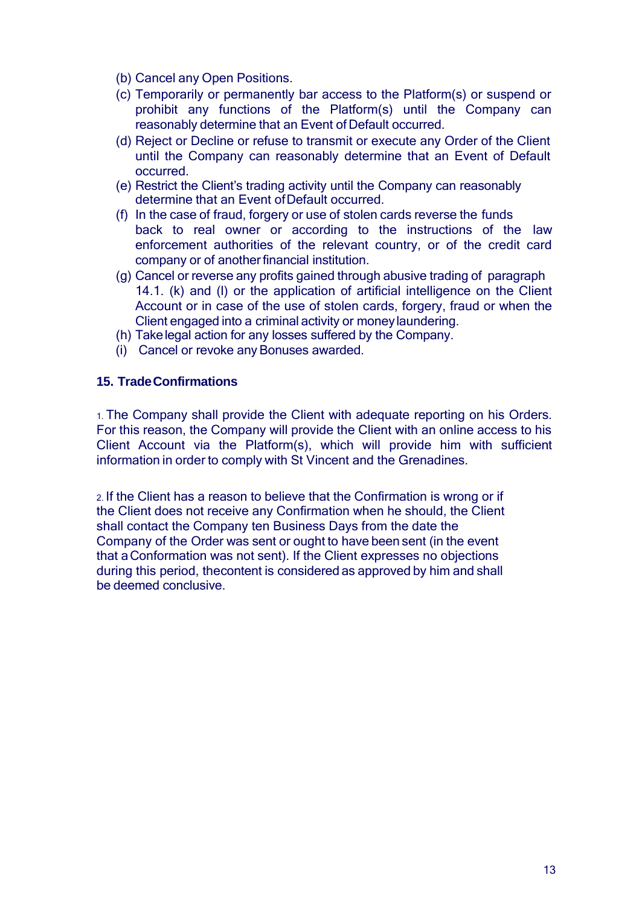(b) Cancel any Open Positions.
(c) Temporarily or permanently bar access to the Platform(s) or suspend or prohibit any functions of the Platform(s) until the Company can reasonably determine that an Event of Default occurred.
(d) Reject or Decline or refuse to transmit or execute any Order of the Client until the Company can reasonably determine that an Event of Default occurred.
(e) Restrict the Client's trading activity until the Company can reasonably determine that an Event of Default occurred.
(f) In the case of fraud, forgery or use of stolen cards reverse the funds back to real owner or according to the instructions of the law enforcement authorities of the relevant country, or of the credit card company or of another financial institution.
(g) Cancel or reverse any profits gained through abusive trading of paragraph 14.1. (k) and (l) or the application of artificial intelligence on the Client Account or in case of the use of stolen cards, forgery, fraud or when the Client engaged into a criminal activity or money laundering.
(h) Take legal action for any losses suffered by the Company.
(i) Cancel or revoke any Bonuses awarded.

## 15. Trade Confirmations

1. The Company shall provide the Client with adequate reporting on his Orders. For this reason, the Company will provide the Client with an online access to his Client Account via the Platform(s), which will provide him with sufficient information in order to comply with St Vincent and the Grenadines.

2. If the Client has a reason to believe that the Confirmation is wrong or if the Client does not receive any Confirmation when he should, the Client shall contact the Company ten Business Days from the date the Company of the Order was sent or ought to have been sent (in the event that a Conformation was not sent). If the Client expresses no objections during this period, thecontent is considered as approved by him and shall be deemed conclusive.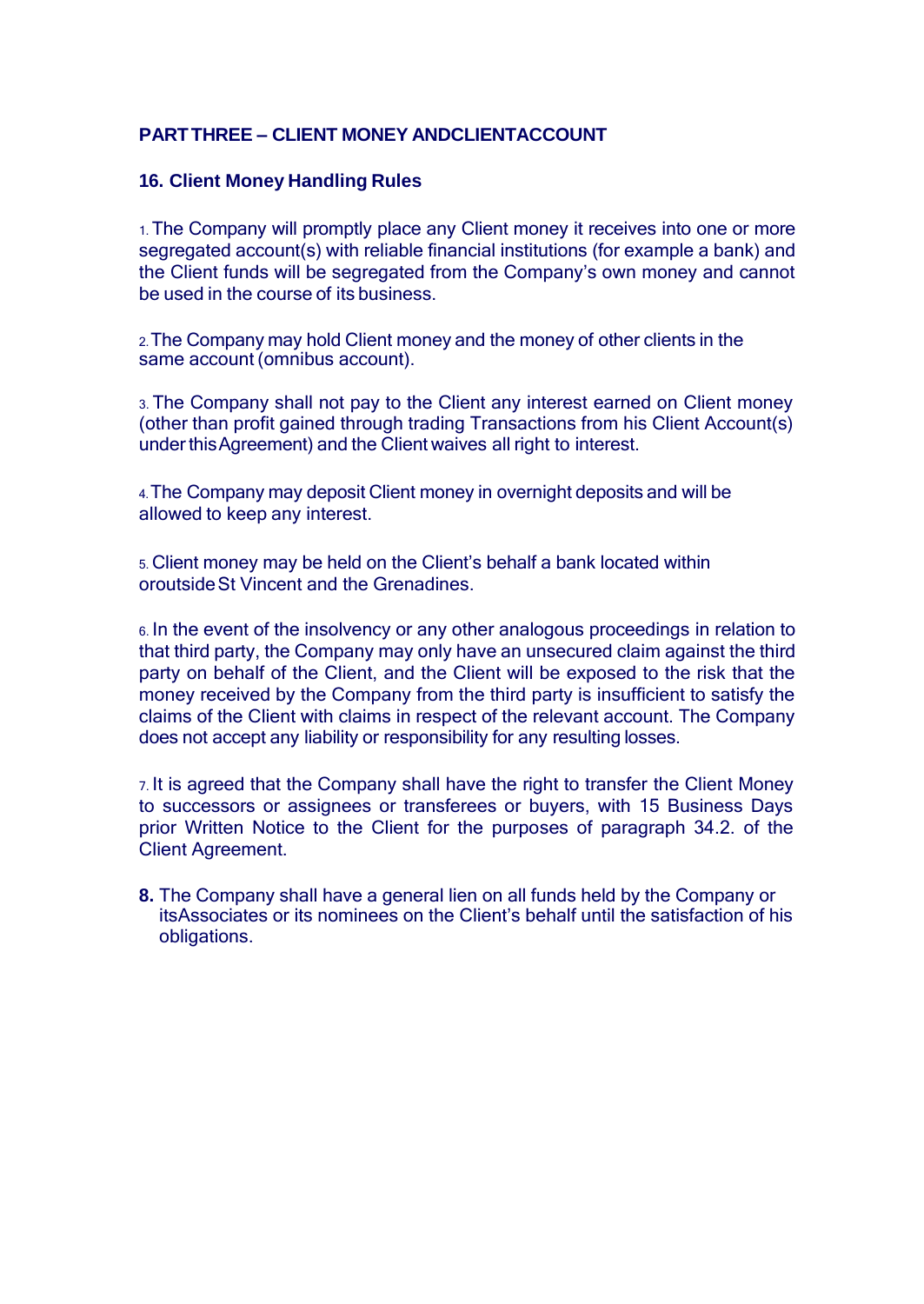## PART THREE – CLIENT MONEY ANDCLIENTACCOUNT

### 16. Client Money Handling Rules

1. The Company will promptly place any Client money it receives into one or more segregated account(s) with reliable financial institutions (for example a bank) and the Client funds will be segregated from the Company's own money and cannot be used in the course of its business.

2. The Company may hold Client money and the money of other clients in the same account (omnibus account).

3. The Company shall not pay to the Client any interest earned on Client money (other than profit gained through trading Transactions from his Client Account(s) under thisAgreement) and the Client waives all right to interest.

4. The Company may deposit Client money in overnight deposits and will be allowed to keep any interest.

5. Client money may be held on the Client's behalf a bank located within oroutside St Vincent and the Grenadines.

6. In the event of the insolvency or any other analogous proceedings in relation to that third party, the Company may only have an unsecured claim against the third party on behalf of the Client, and the Client will be exposed to the risk that the money received by the Company from the third party is insufficient to satisfy the claims of the Client with claims in respect of the relevant account. The Company does not accept any liability or responsibility for any resulting losses.

7. It is agreed that the Company shall have the right to transfer the Client Money to successors or assignees or transferees or buyers, with 15 Business Days prior Written Notice to the Client for the purposes of paragraph 34.2. of the Client Agreement.

**8.** The Company shall have a general lien on all funds held by the Company or itsAssociates or its nominees on the Client's behalf until the satisfaction of his obligations.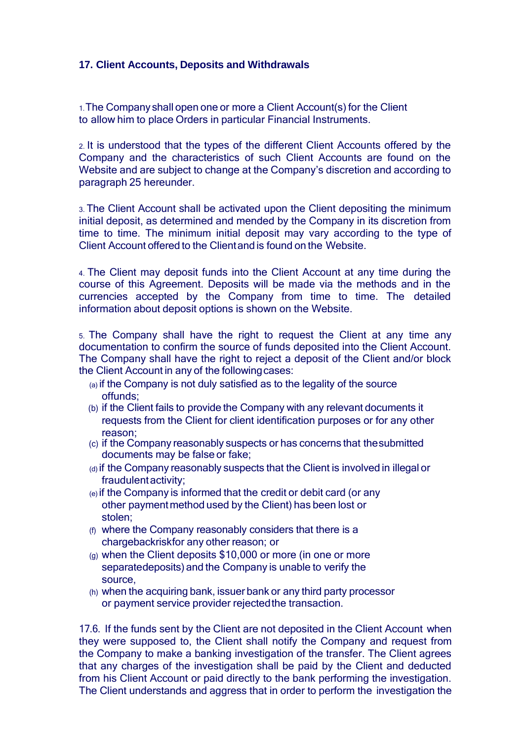## 17. Client Accounts, Deposits and Withdrawals

1. The Company shall open one or more a Client Account(s) for the Client to allow him to place Orders in particular Financial Instruments.

2. It is understood that the types of the different Client Accounts offered by the Company and the characteristics of such Client Accounts are found on the Website and are subject to change at the Company's discretion and according to paragraph 25 hereunder.

3. The Client Account shall be activated upon the Client depositing the minimum initial deposit, as determined and mended by the Company in its discretion from time to time. The minimum initial deposit may vary according to the type of Client Account offered to the Client and is found on the Website.

4. The Client may deposit funds into the Client Account at any time during the course of this Agreement. Deposits will be made via the methods and in the currencies accepted by the Company from time to time. The detailed information about deposit options is shown on the Website.

5. The Company shall have the right to request the Client at any time any documentation to confirm the source of funds deposited into the Client Account. The Company shall have the right to reject a deposit of the Client and/or block the Client Account in any of the following cases:

(a) if the Company is not duly satisfied as to the legality of the source offunds;

(b) if the Client fails to provide the Company with any relevant documents it requests from the Client for client identification purposes or for any other reason;

(c) if the Company reasonably suspects or has concerns that thesubmitted documents may be false or fake;

(d) if the Company reasonably suspects that the Client is involved in illegal or fraudulent activity;

(e) if the Company is informed that the credit or debit card (or any other payment method used by the Client) has been lost or stolen;

(f) where the Company reasonably considers that there is a chargebackriskfor any other reason; or

(g) when the Client deposits $10,000 or more (in one or more separatedeposits) and the Company is unable to verify the source,

(h) when the acquiring bank, issuer bank or any third party processor or payment service provider rejectedthe transaction.

17.6. If the funds sent by the Client are not deposited in the Client Account when they were supposed to, the Client shall notify the Company and request from the Company to make a banking investigation of the transfer. The Client agrees that any charges of the investigation shall be paid by the Client and deducted from his Client Account or paid directly to the bank performing the investigation. The Client understands and aggress that in order to perform the investigation the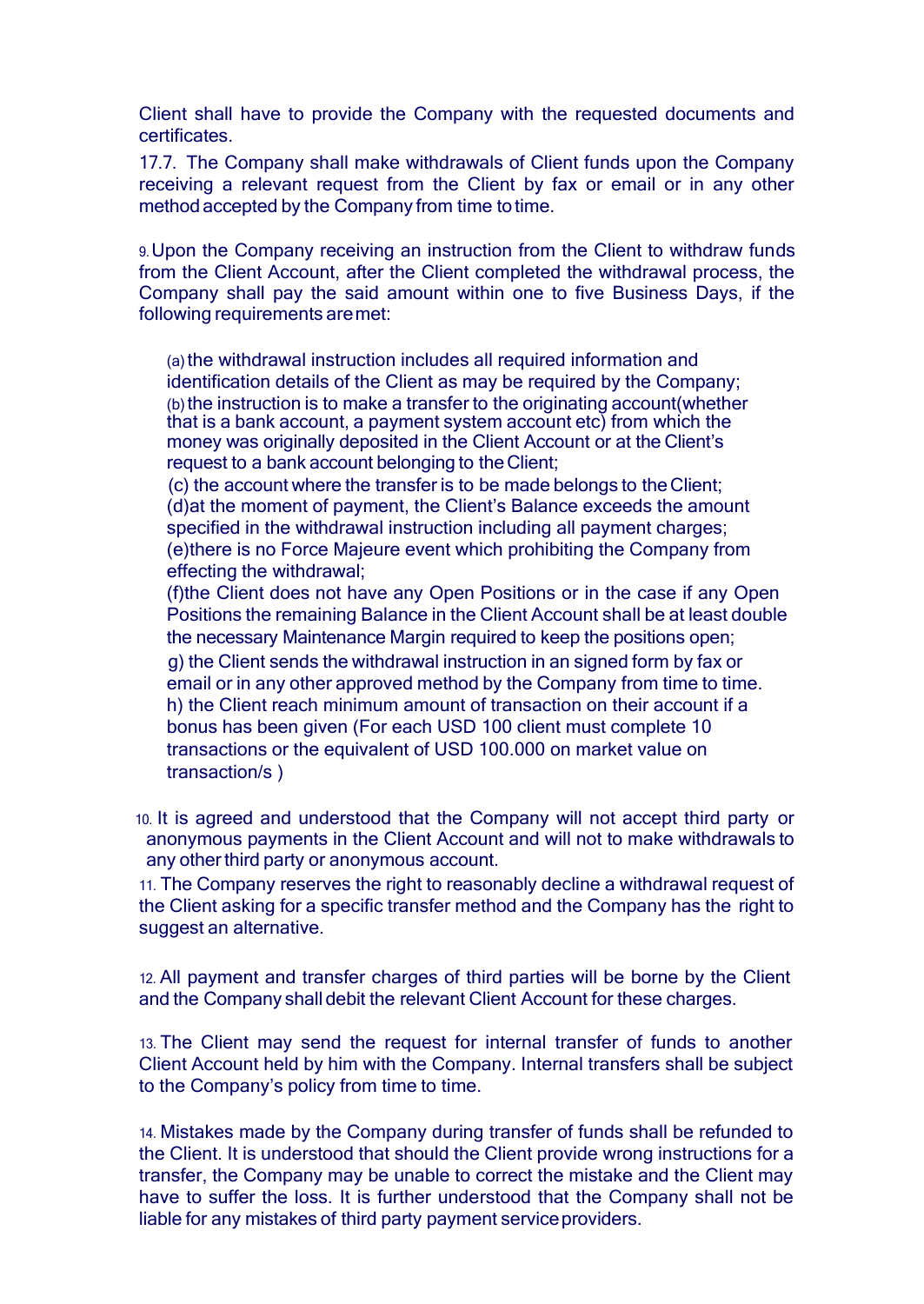Client shall have to provide the Company with the requested documents and certificates.

17.7. The Company shall make withdrawals of Client funds upon the Company receiving a relevant request from the Client by fax or email or in any other method accepted by the Company from time to time.

9. Upon the Company receiving an instruction from the Client to withdraw funds from the Client Account, after the Client completed the withdrawal process, the Company shall pay the said amount within one to five Business Days, if the following requirements are met:

(a) the withdrawal instruction includes all required information and identification details of the Client as may be required by the Company;
(b) the instruction is to make a transfer to the originating account(whether that is a bank account, a payment system account etc) from which the money was originally deposited in the Client Account or at the Client's request to a bank account belonging to the Client;
(c) the account where the transfer is to be made belongs to the Client;
(d)at the moment of payment, the Client's Balance exceeds the amount specified in the withdrawal instruction including all payment charges;
(e)there is no Force Majeure event which prohibiting the Company from effecting the withdrawal;
(f)the Client does not have any Open Positions or in the case if any Open Positions the remaining Balance in the Client Account shall be at least double the necessary Maintenance Margin required to keep the positions open;
g) the Client sends the withdrawal instruction in an signed form by fax or email or in any other approved method by the Company from time to time.
h) the Client reach minimum amount of transaction on their account if a bonus has been given (For each USD 100 client must complete 10 transactions or the equivalent of USD 100.000 on market value on transaction/s )

10. It is agreed and understood that the Company will not accept third party or anonymous payments in the Client Account and will not to make withdrawals to any other third party or anonymous account.

11. The Company reserves the right to reasonably decline a withdrawal request of the Client asking for a specific transfer method and the Company has the right to suggest an alternative.

12. All payment and transfer charges of third parties will be borne by the Client and the Company shall debit the relevant Client Account for these charges.

13. The Client may send the request for internal transfer of funds to another Client Account held by him with the Company. Internal transfers shall be subject to the Company's policy from time to time.

14. Mistakes made by the Company during transfer of funds shall be refunded to the Client. It is understood that should the Client provide wrong instructions for a transfer, the Company may be unable to correct the mistake and the Client may have to suffer the loss. It is further understood that the Company shall not be liable for any mistakes of third party payment service providers.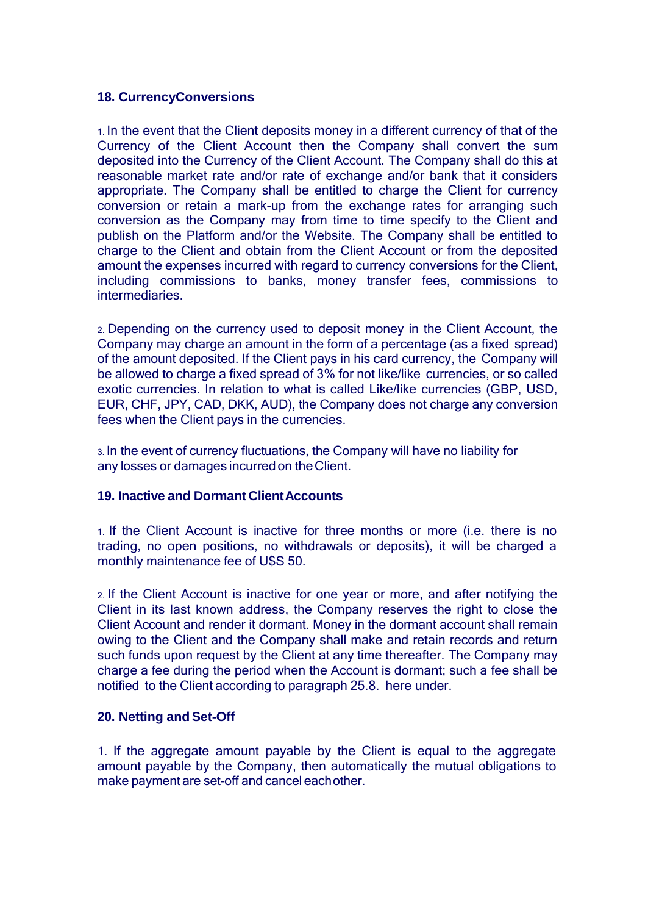## 18. CurrencyConversions

1. In the event that the Client deposits money in a different currency of that of the Currency of the Client Account then the Company shall convert the sum deposited into the Currency of the Client Account. The Company shall do this at reasonable market rate and/or rate of exchange and/or bank that it considers appropriate. The Company shall be entitled to charge the Client for currency conversion or retain a mark-up from the exchange rates for arranging such conversion as the Company may from time to time specify to the Client and publish on the Platform and/or the Website. The Company shall be entitled to charge to the Client and obtain from the Client Account or from the deposited amount the expenses incurred with regard to currency conversions for the Client, including commissions to banks, money transfer fees, commissions to intermediaries.

2. Depending on the currency used to deposit money in the Client Account, the Company may charge an amount in the form of a percentage (as a fixed spread) of the amount deposited. If the Client pays in his card currency, the Company will be allowed to charge a fixed spread of 3% for not like/like currencies, or so called exotic currencies. In relation to what is called Like/like currencies (GBP, USD, EUR, CHF, JPY, CAD, DKK, AUD), the Company does not charge any conversion fees when the Client pays in the currencies.

3. In the event of currency fluctuations, the Company will have no liability for any losses or damages incurred on the Client.

## 19. Inactive and Dormant ClientAccounts

1. If the Client Account is inactive for three months or more (i.e. there is no trading, no open positions, no withdrawals or deposits), it will be charged a monthly maintenance fee of U$S 50.

2. If the Client Account is inactive for one year or more, and after notifying the Client in its last known address, the Company reserves the right to close the Client Account and render it dormant. Money in the dormant account shall remain owing to the Client and the Company shall make and retain records and return such funds upon request by the Client at any time thereafter. The Company may charge a fee during the period when the Account is dormant; such a fee shall be notified to the Client according to paragraph 25.8. here under.

## 20. Netting and Set-Off

1. If the aggregate amount payable by the Client is equal to the aggregate amount payable by the Company, then automatically the mutual obligations to make payment are set-off and cancel eachother.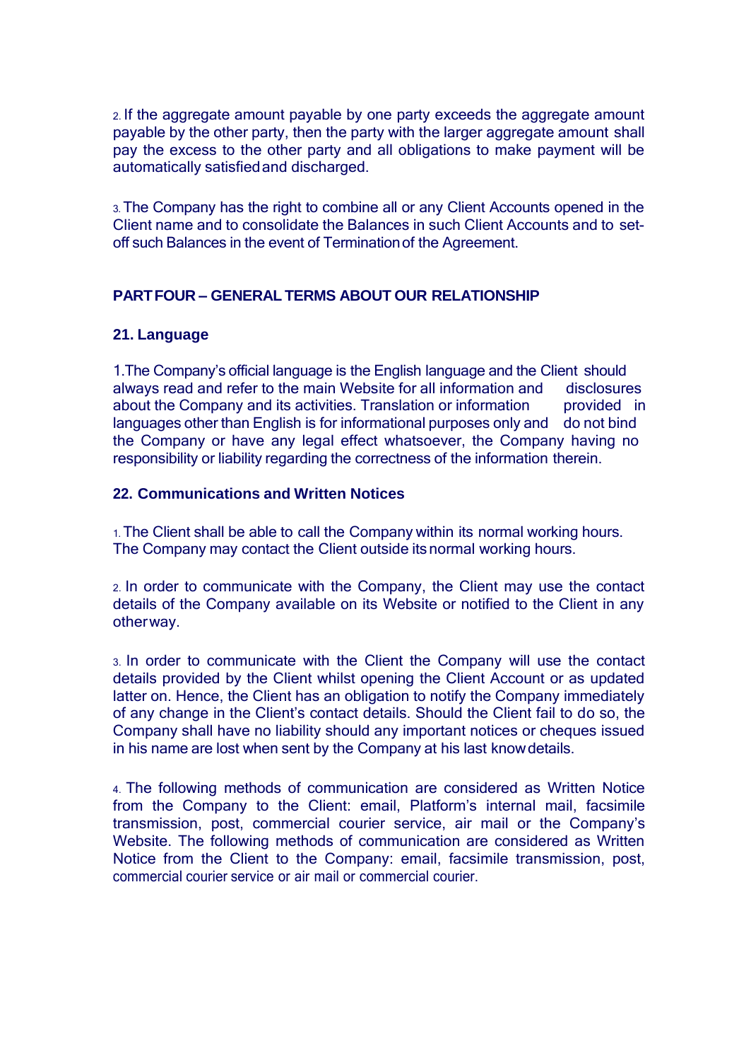2. If the aggregate amount payable by one party exceeds the aggregate amount payable by the other party, then the party with the larger aggregate amount shall pay the excess to the other party and all obligations to make payment will be automatically satisfied and discharged.

3. The Company has the right to combine all or any Client Accounts opened in the Client name and to consolidate the Balances in such Client Accounts and to set-off such Balances in the event of Termination of the Agreement.

## PART FOUR – GENERAL TERMS ABOUT OUR RELATIONSHIP

### 21. Language

1.The Company's official language is the English language and the Client should always read and refer to the main Website for all information and disclosures about the Company and its activities. Translation or information provided in languages other than English is for informational purposes only and do not bind the Company or have any legal effect whatsoever, the Company having no responsibility or liability regarding the correctness of the information therein.

### 22. Communications and Written Notices

1. The Client shall be able to call the Company within its normal working hours. The Company may contact the Client outside its normal working hours.

2. In order to communicate with the Company, the Client may use the contact details of the Company available on its Website or notified to the Client in any other way.

3. In order to communicate with the Client the Company will use the contact details provided by the Client whilst opening the Client Account or as updated latter on. Hence, the Client has an obligation to notify the Company immediately of any change in the Client's contact details. Should the Client fail to do so, the Company shall have no liability should any important notices or cheques issued in his name are lost when sent by the Company at his last know details.

4. The following methods of communication are considered as Written Notice from the Company to the Client: email, Platform's internal mail, facsimile transmission, post, commercial courier service, air mail or the Company's Website. The following methods of communication are considered as Written Notice from the Client to the Company: email, facsimile transmission, post, commercial courier service or air mail or commercial courier.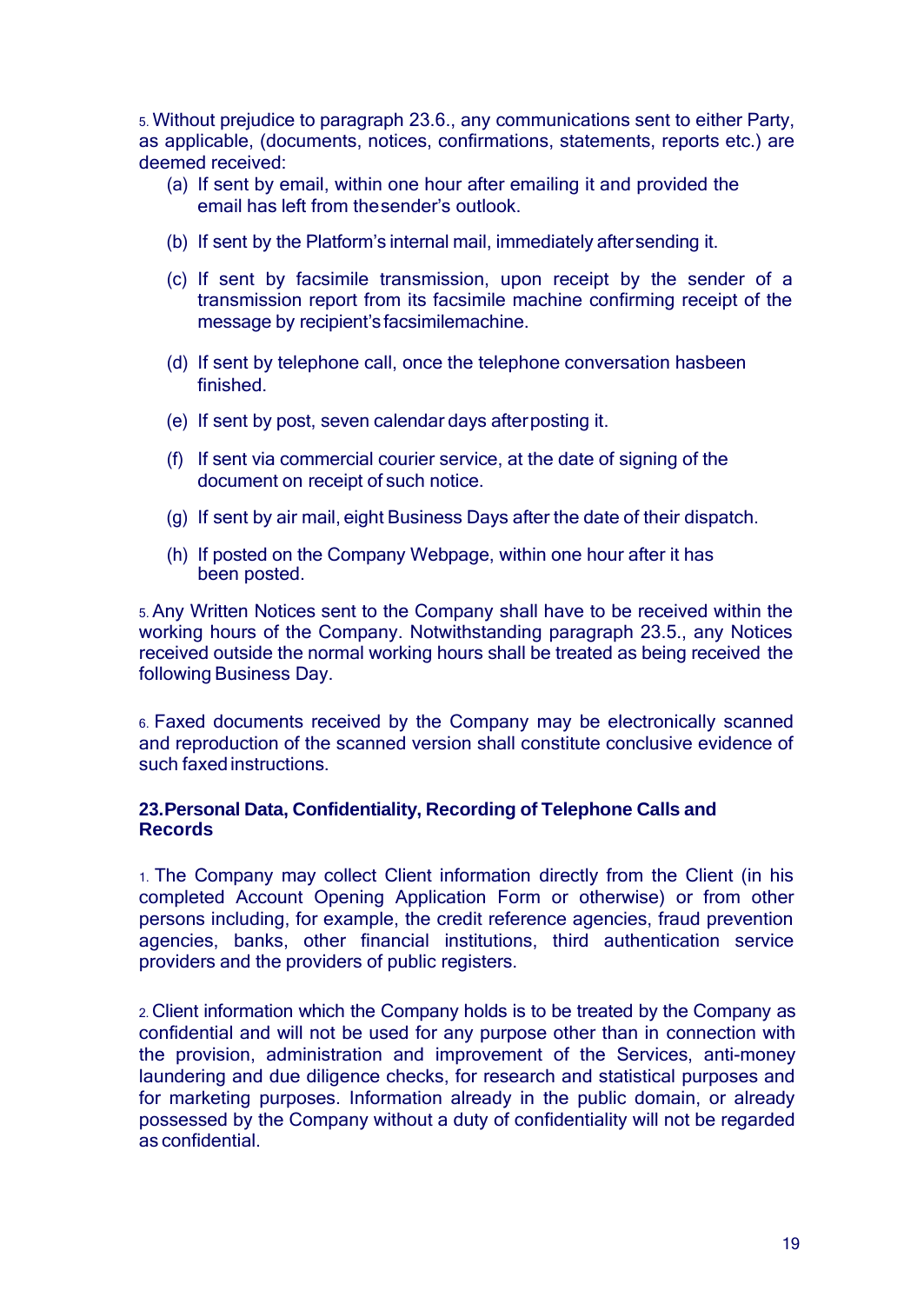5. Without prejudice to paragraph 23.6., any communications sent to either Party, as applicable, (documents, notices, confirmations, statements, reports etc.) are deemed received:

(a) If sent by email, within one hour after emailing it and provided the email has left from thesender's outlook.

(b) If sent by the Platform's internal mail, immediately aftersending it.

(c) If sent by facsimile transmission, upon receipt by the sender of a transmission report from its facsimile machine confirming receipt of the message by recipient's facsimilemachine.

(d) If sent by telephone call, once the telephone conversation hasbeen finished.

(e) If sent by post, seven calendar days afterposting it.

(f) If sent via commercial courier service, at the date of signing of the document on receipt of such notice.

(g) If sent by air mail, eight Business Days after the date of their dispatch.

(h) If posted on the Company Webpage, within one hour after it has been posted.

5. Any Written Notices sent to the Company shall have to be received within the working hours of the Company. Notwithstanding paragraph 23.5., any Notices received outside the normal working hours shall be treated as being received the following Business Day.

6. Faxed documents received by the Company may be electronically scanned and reproduction of the scanned version shall constitute conclusive evidence of such faxed instructions.

**23.Personal Data, Confidentiality, Recording of Telephone Calls and Records**

1. The Company may collect Client information directly from the Client (in his completed Account Opening Application Form or otherwise) or from other persons including, for example, the credit reference agencies, fraud prevention agencies, banks, other financial institutions, third authentication service providers and the providers of public registers.

2. Client information which the Company holds is to be treated by the Company as confidential and will not be used for any purpose other than in connection with the provision, administration and improvement of the Services, anti-money laundering and due diligence checks, for research and statistical purposes and for marketing purposes. Information already in the public domain, or already possessed by the Company without a duty of confidentiality will not be regarded as confidential.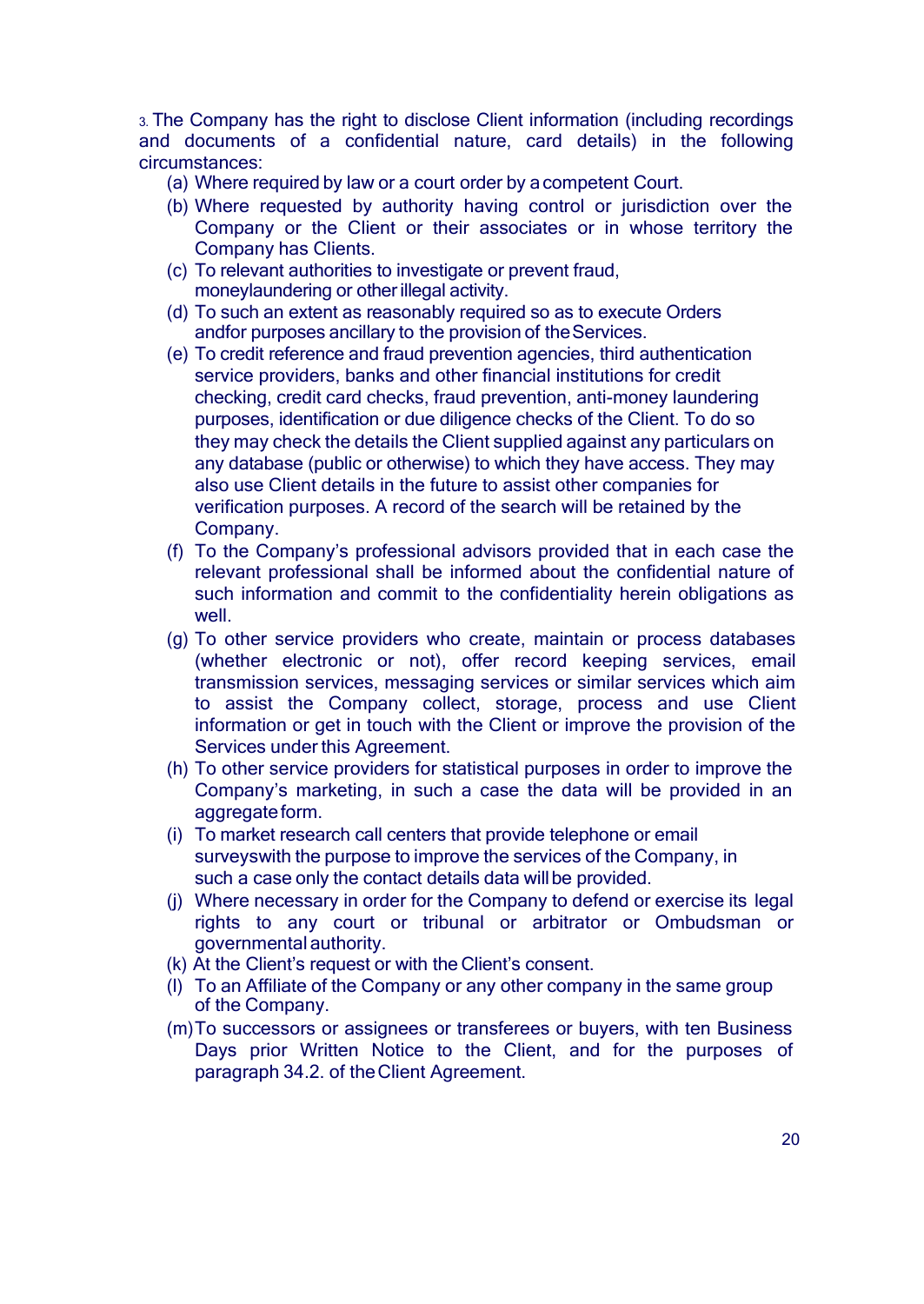3. The Company has the right to disclose Client information (including recordings and documents of a confidential nature, card details) in the following circumstances:

(a) Where required by law or a court order by a competent Court.

(b) Where requested by authority having control or jurisdiction over the Company or the Client or their associates or in whose territory the Company has Clients.

(c) To relevant authorities to investigate or prevent fraud, moneylaundering or other illegal activity.

(d) To such an extent as reasonably required so as to execute Orders andfor purposes ancillary to the provision of the Services.

(e) To credit reference and fraud prevention agencies, third authentication service providers, banks and other financial institutions for credit checking, credit card checks, fraud prevention, anti-money laundering purposes, identification or due diligence checks of the Client. To do so they may check the details the Client supplied against any particulars on any database (public or otherwise) to which they have access. They may also use Client details in the future to assist other companies for verification purposes. A record of the search will be retained by the Company.

(f) To the Company's professional advisors provided that in each case the relevant professional shall be informed about the confidential nature of such information and commit to the confidentiality herein obligations as well.

(g) To other service providers who create, maintain or process databases (whether electronic or not), offer record keeping services, email transmission services, messaging services or similar services which aim to assist the Company collect, storage, process and use Client information or get in touch with the Client or improve the provision of the Services under this Agreement.

(h) To other service providers for statistical purposes in order to improve the Company's marketing, in such a case the data will be provided in an aggregate form.

(i) To market research call centers that provide telephone or email surveyswith the purpose to improve the services of the Company, in such a case only the contact details data will be provided.

(j) Where necessary in order for the Company to defend or exercise its legal rights to any court or tribunal or arbitrator or Ombudsman or governmental authority.

(k) At the Client's request or with the Client's consent.

(l) To an Affiliate of the Company or any other company in the same group of the Company.

(m) To successors or assignees or transferees or buyers, with ten Business Days prior Written Notice to the Client, and for the purposes of paragraph 34.2. of the Client Agreement.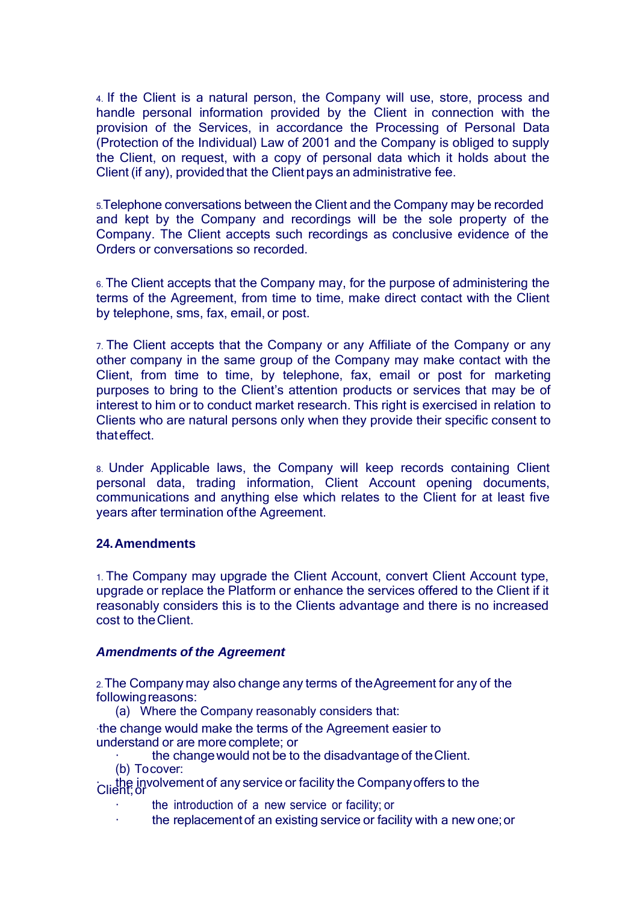4. If the Client is a natural person, the Company will use, store, process and handle personal information provided by the Client in connection with the provision of the Services, in accordance the Processing of Personal Data (Protection of the Individual) Law of 2001 and the Company is obliged to supply the Client, on request, with a copy of personal data which it holds about the Client (if any), provided that the Client pays an administrative fee.

5. Telephone conversations between the Client and the Company may be recorded and kept by the Company and recordings will be the sole property of the Company. The Client accepts such recordings as conclusive evidence of the Orders or conversations so recorded.

6. The Client accepts that the Company may, for the purpose of administering the terms of the Agreement, from time to time, make direct contact with the Client by telephone, sms, fax, email, or post.

7. The Client accepts that the Company or any Affiliate of the Company or any other company in the same group of the Company may make contact with the Client, from time to time, by telephone, fax, email or post for marketing purposes to bring to the Client's attention products or services that may be of interest to him or to conduct market research. This right is exercised in relation to Clients who are natural persons only when they provide their specific consent to that effect.

8. Under Applicable laws, the Company will keep records containing Client personal data, trading information, Client Account opening documents, communications and anything else which relates to the Client for at least five years after termination of the Agreement.

### 24. Amendments

1. The Company may upgrade the Client Account, convert Client Account type, upgrade or replace the Platform or enhance the services offered to the Client if it reasonably considers this is to the Clients advantage and there is no increased cost to the Client.

***Amendments of the Agreement***

2. The Company may also change any terms of the Agreement for any of the following reasons:

(a) Where the Company reasonably considers that:

- the change would make the terms of the Agreement easier to understand or are more complete; or
- the change would not be to the disadvantage of the Client.

(b) To cover:

- the involvement of any service or facility the Company offers to the Client; or
- the introduction of a new service or facility; or
- the replacement of an existing service or facility with a new one; or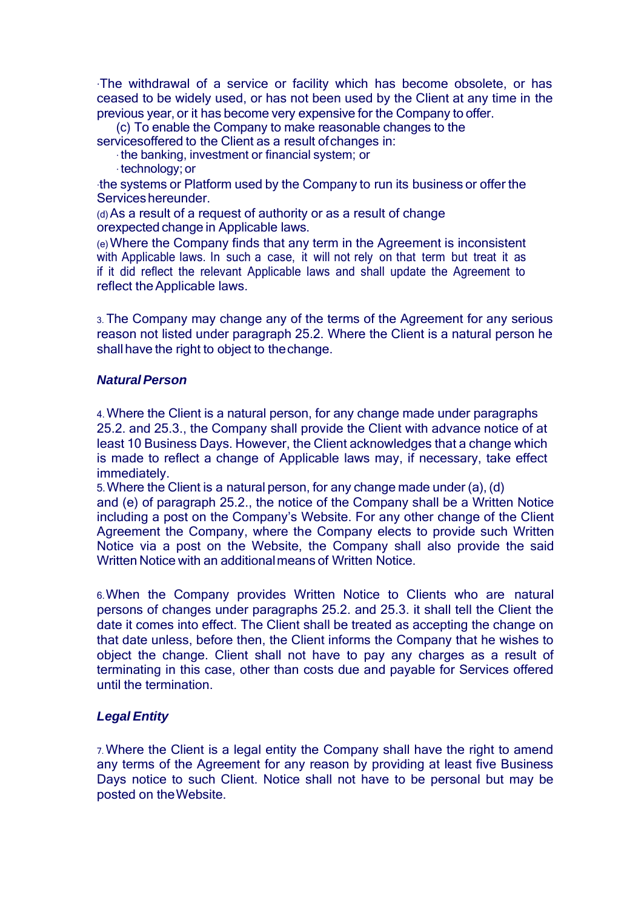- The withdrawal of a service or facility which has become obsolete, or has ceased to be widely used, or has not been used by the Client at any time in the previous year, or it has become very expensive for the Company to offer.

(c) To enable the Company to make reasonable changes to the servicesoffered to the Client as a result of changes in:

- the banking, investment or financial system; or
- technology; or
- the systems or Platform used by the Company to run its business or offer the Services hereunder.

(d) As a result of a request of authority or as a result of change orexpected change in Applicable laws.

(e) Where the Company finds that any term in the Agreement is inconsistent with Applicable laws. In such a case, it will not rely on that term but treat it as if it did reflect the relevant Applicable laws and shall update the Agreement to reflect the Applicable laws.

3. The Company may change any of the terms of the Agreement for any serious reason not listed under paragraph 25.2. Where the Client is a natural person he shall have the right to object to the change.

***Natural Person***

4. Where the Client is a natural person, for any change made under paragraphs 25.2. and 25.3., the Company shall provide the Client with advance notice of at least 10 Business Days. However, the Client acknowledges that a change which is made to reflect a change of Applicable laws may, if necessary, take effect immediately.

5. Where the Client is a natural person, for any change made under (a), (d) and (e) of paragraph 25.2., the notice of the Company shall be a Written Notice including a post on the Company's Website. For any other change of the Client Agreement the Company, where the Company elects to provide such Written Notice via a post on the Website, the Company shall also provide the said Written Notice with an additional means of Written Notice.

6. When the Company provides Written Notice to Clients who are natural persons of changes under paragraphs 25.2. and 25.3. it shall tell the Client the date it comes into effect. The Client shall be treated as accepting the change on that date unless, before then, the Client informs the Company that he wishes to object the change. Client shall not have to pay any charges as a result of terminating in this case, other than costs due and payable for Services offered until the termination.

***Legal Entity***

7. Where the Client is a legal entity the Company shall have the right to amend any terms of the Agreement for any reason by providing at least five Business Days notice to such Client. Notice shall not have to be personal but may be posted on the Website.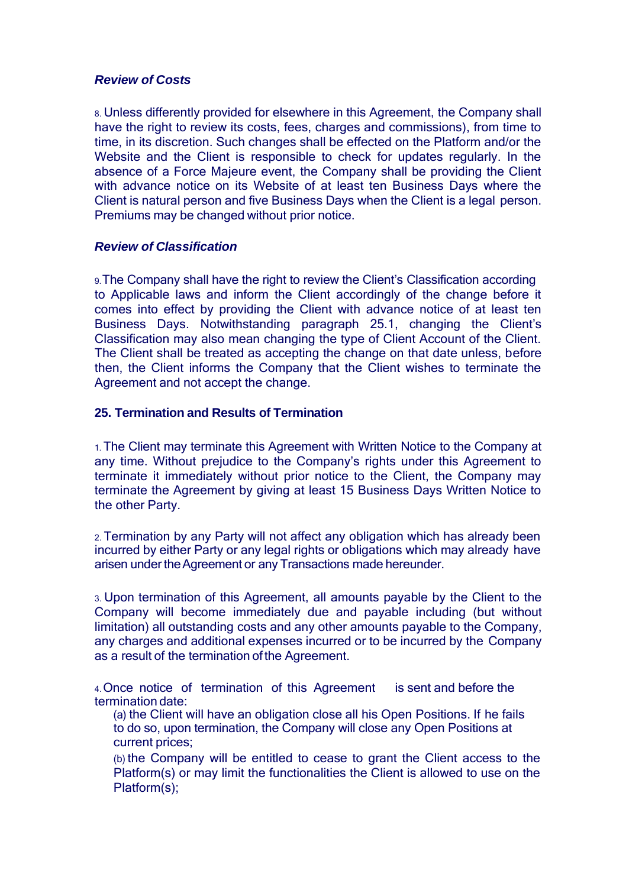***Review of Costs***

8. Unless differently provided for elsewhere in this Agreement, the Company shall have the right to review its costs, fees, charges and commissions), from time to time, in its discretion. Such changes shall be effected on the Platform and/or the Website and the Client is responsible to check for updates regularly. In the absence of a Force Majeure event, the Company shall be providing the Client with advance notice on its Website of at least ten Business Days where the Client is natural person and five Business Days when the Client is a legal person. Premiums may be changed without prior notice.

***Review of Classification***

9. The Company shall have the right to review the Client's Classification according to Applicable laws and inform the Client accordingly of the change before it comes into effect by providing the Client with advance notice of at least ten Business Days. Notwithstanding paragraph 25.1, changing the Client's Classification may also mean changing the type of Client Account of the Client. The Client shall be treated as accepting the change on that date unless, before then, the Client informs the Company that the Client wishes to terminate the Agreement and not accept the change.

**25. Termination and Results of Termination**

1. The Client may terminate this Agreement with Written Notice to the Company at any time. Without prejudice to the Company's rights under this Agreement to terminate it immediately without prior notice to the Client, the Company may terminate the Agreement by giving at least 15 Business Days Written Notice to the other Party.

2. Termination by any Party will not affect any obligation which has already been incurred by either Party or any legal rights or obligations which may already have arisen under the Agreement or any Transactions made hereunder.

3. Upon termination of this Agreement, all amounts payable by the Client to the Company will become immediately due and payable including (but without limitation) all outstanding costs and any other amounts payable to the Company, any charges and additional expenses incurred or to be incurred by the Company as a result of the termination of the Agreement.

4. Once notice of termination of this Agreement is sent and before the termination date:

(a) the Client will have an obligation close all his Open Positions. If he fails to do so, upon termination, the Company will close any Open Positions at current prices;

(b) the Company will be entitled to cease to grant the Client access to the Platform(s) or may limit the functionalities the Client is allowed to use on the Platform(s);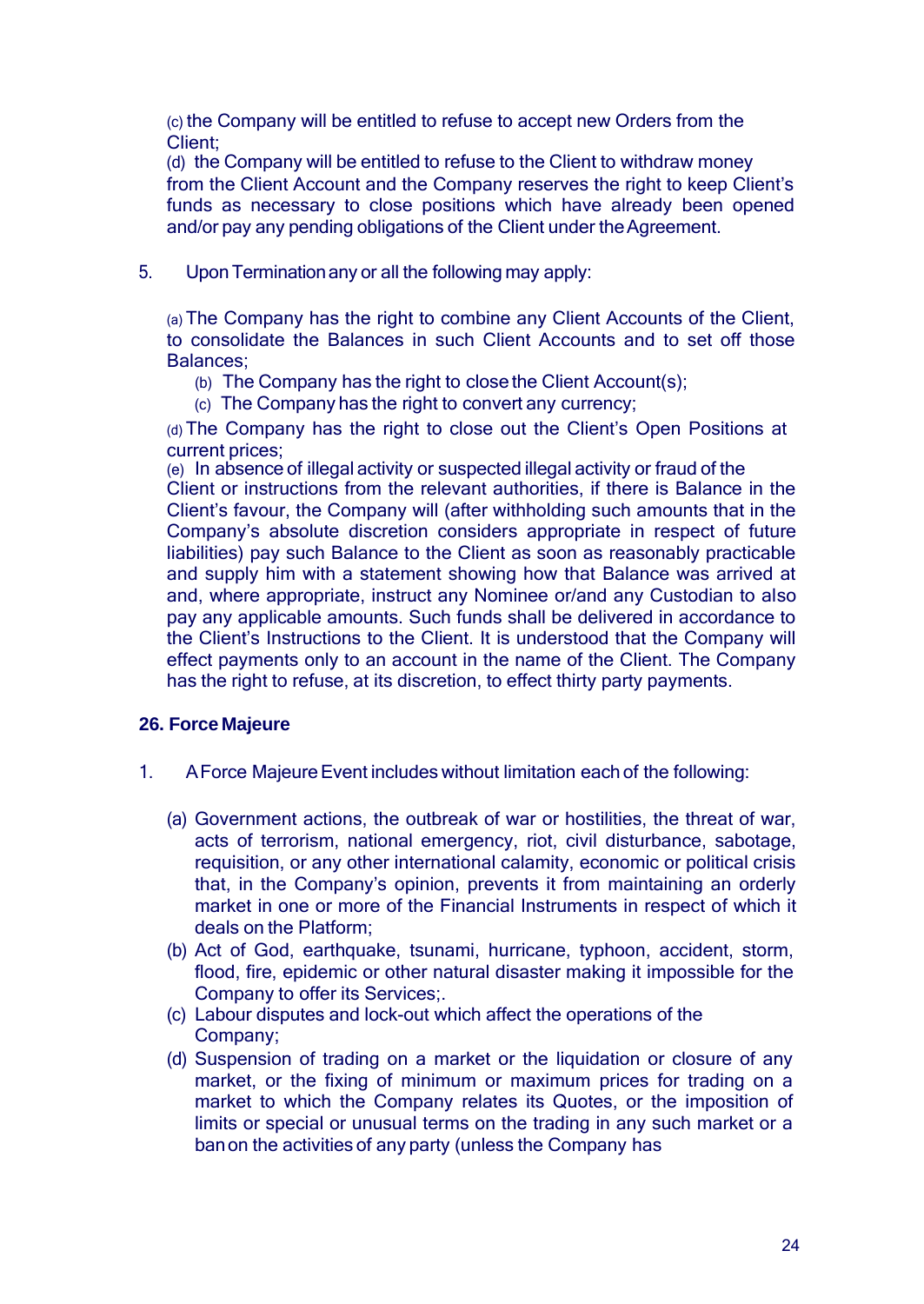(c) the Company will be entitled to refuse to accept new Orders from the Client;

(d) the Company will be entitled to refuse to the Client to withdraw money from the Client Account and the Company reserves the right to keep Client's funds as necessary to close positions which have already been opened and/or pay any pending obligations of the Client under the Agreement.

5. Upon Termination any or all the following may apply:

(a) The Company has the right to combine any Client Accounts of the Client, to consolidate the Balances in such Client Accounts and to set off those Balances;

(b) The Company has the right to close the Client Account(s);

(c) The Company has the right to convert any currency;

(d) The Company has the right to close out the Client's Open Positions at current prices;

(e) In absence of illegal activity or suspected illegal activity or fraud of the Client or instructions from the relevant authorities, if there is Balance in the Client's favour, the Company will (after withholding such amounts that in the Company's absolute discretion considers appropriate in respect of future liabilities) pay such Balance to the Client as soon as reasonably practicable and supply him with a statement showing how that Balance was arrived at and, where appropriate, instruct any Nominee or/and any Custodian to also pay any applicable amounts. Such funds shall be delivered in accordance to the Client's Instructions to the Client. It is understood that the Company will effect payments only to an account in the name of the Client. The Company has the right to refuse, at its discretion, to effect thirty party payments.

## 26. Force Majeure

1. A Force Majeure Event includes without limitation each of the following:

(a) Government actions, the outbreak of war or hostilities, the threat of war, acts of terrorism, national emergency, riot, civil disturbance, sabotage, requisition, or any other international calamity, economic or political crisis that, in the Company's opinion, prevents it from maintaining an orderly market in one or more of the Financial Instruments in respect of which it deals on the Platform;

(b) Act of God, earthquake, tsunami, hurricane, typhoon, accident, storm, flood, fire, epidemic or other natural disaster making it impossible for the Company to offer its Services;.

(c) Labour disputes and lock-out which affect the operations of the Company;

(d) Suspension of trading on a market or the liquidation or closure of any market, or the fixing of minimum or maximum prices for trading on a market to which the Company relates its Quotes, or the imposition of limits or special or unusual terms on the trading in any such market or a ban on the activities of any party (unless the Company has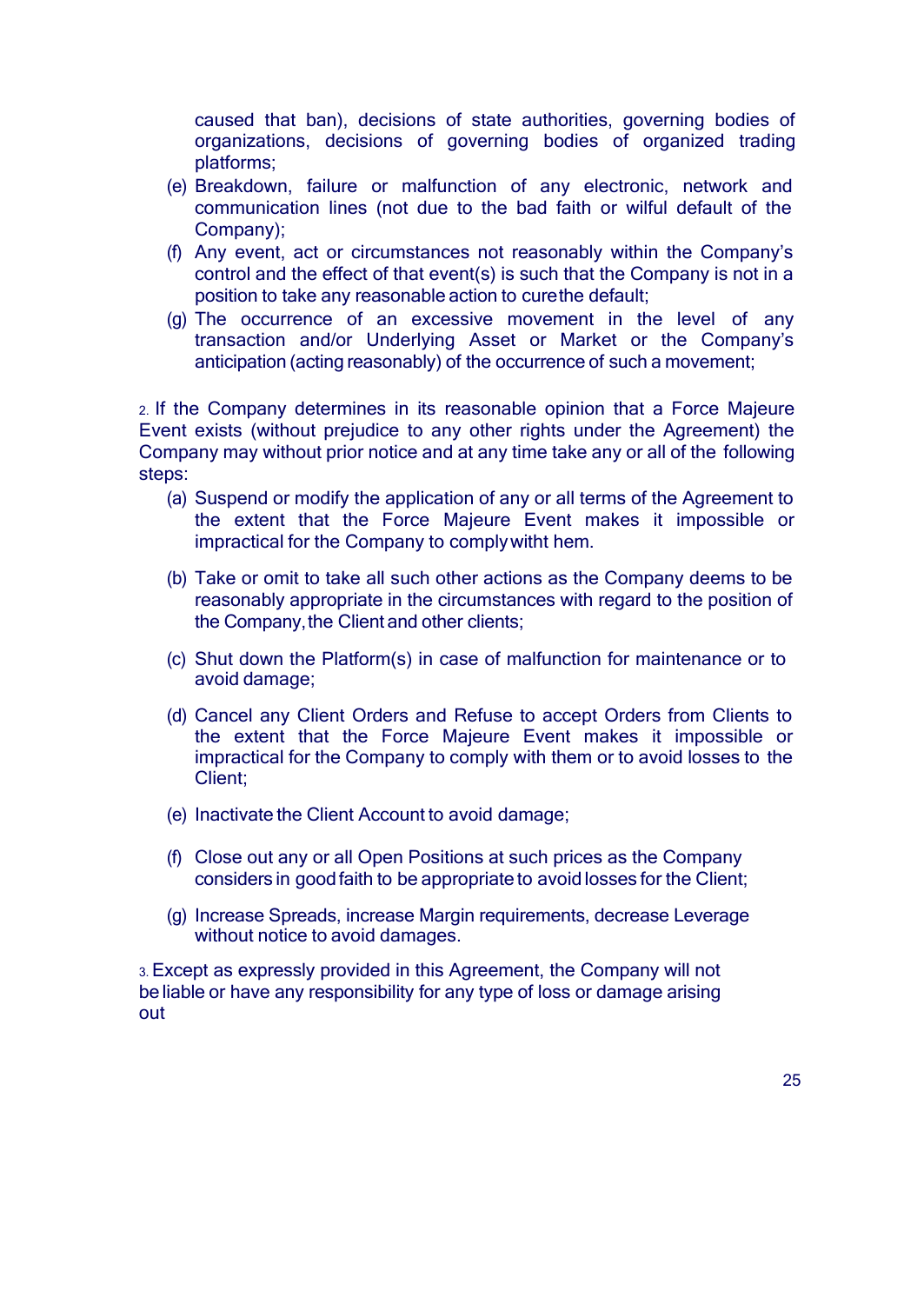caused that ban), decisions of state authorities, governing bodies of organizations, decisions of governing bodies of organized trading platforms;

(e) Breakdown, failure or malfunction of any electronic, network and communication lines (not due to the bad faith or wilful default of the Company);

(f) Any event, act or circumstances not reasonably within the Company's control and the effect of that event(s) is such that the Company is not in a position to take any reasonable action to curethe default;

(g) The occurrence of an excessive movement in the level of any transaction and/or Underlying Asset or Market or the Company's anticipation (acting reasonably) of the occurrence of such a movement;

2. If the Company determines in its reasonable opinion that a Force Majeure Event exists (without prejudice to any other rights under the Agreement) the Company may without prior notice and at any time take any or all of the following steps:

(a) Suspend or modify the application of any or all terms of the Agreement to the extent that the Force Majeure Event makes it impossible or impractical for the Company to comply witht hem.

(b) Take or omit to take all such other actions as the Company deems to be reasonably appropriate in the circumstances with regard to the position of the Company, the Client and other clients;

(c) Shut down the Platform(s) in case of malfunction for maintenance or to avoid damage;

(d) Cancel any Client Orders and Refuse to accept Orders from Clients to the extent that the Force Majeure Event makes it impossible or impractical for the Company to comply with them or to avoid losses to the Client;

(e) Inactivate the Client Account to avoid damage;

(f) Close out any or all Open Positions at such prices as the Company considers in good faith to be appropriate to avoid losses for the Client;

(g) Increase Spreads, increase Margin requirements, decrease Leverage without notice to avoid damages.

3. Except as expressly provided in this Agreement, the Company will not be liable or have any responsibility for any type of loss or damage arising out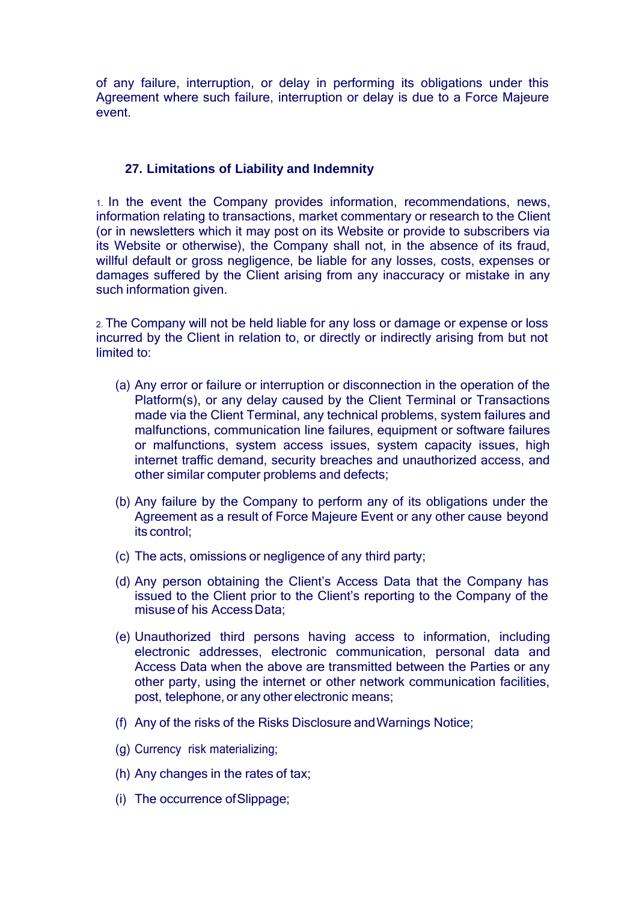of any failure, interruption, or delay in performing its obligations under this Agreement where such failure, interruption or delay is due to a Force Majeure event.

## 27. Limitations of Liability and Indemnity

1. In the event the Company provides information, recommendations, news, information relating to transactions, market commentary or research to the Client (or in newsletters which it may post on its Website or provide to subscribers via its Website or otherwise), the Company shall not, in the absence of its fraud, willful default or gross negligence, be liable for any losses, costs, expenses or damages suffered by the Client arising from any inaccuracy or mistake in any such information given.

2. The Company will not be held liable for any loss or damage or expense or loss incurred by the Client in relation to, or directly or indirectly arising from but not limited to:

   (a) Any error or failure or interruption or disconnection in the operation of the Platform(s), or any delay caused by the Client Terminal or Transactions made via the Client Terminal, any technical problems, system failures and malfunctions, communication line failures, equipment or software failures or malfunctions, system access issues, system capacity issues, high internet traffic demand, security breaches and unauthorized access, and other similar computer problems and defects;

   (b) Any failure by the Company to perform any of its obligations under the Agreement as a result of Force Majeure Event or any other cause beyond its control;

   (c) The acts, omissions or negligence of any third party;

   (d) Any person obtaining the Client's Access Data that the Company has issued to the Client prior to the Client's reporting to the Company of the misuse of his Access Data;

   (e) Unauthorized third persons having access to information, including electronic addresses, electronic communication, personal data and Access Data when the above are transmitted between the Parties or any other party, using the internet or other network communication facilities, post, telephone, or any other electronic means;

   (f) Any of the risks of the Risks Disclosure and Warnings Notice;

   (g) Currency risk materializing;

   (h) Any changes in the rates of tax;

   (i) The occurrence of Slippage;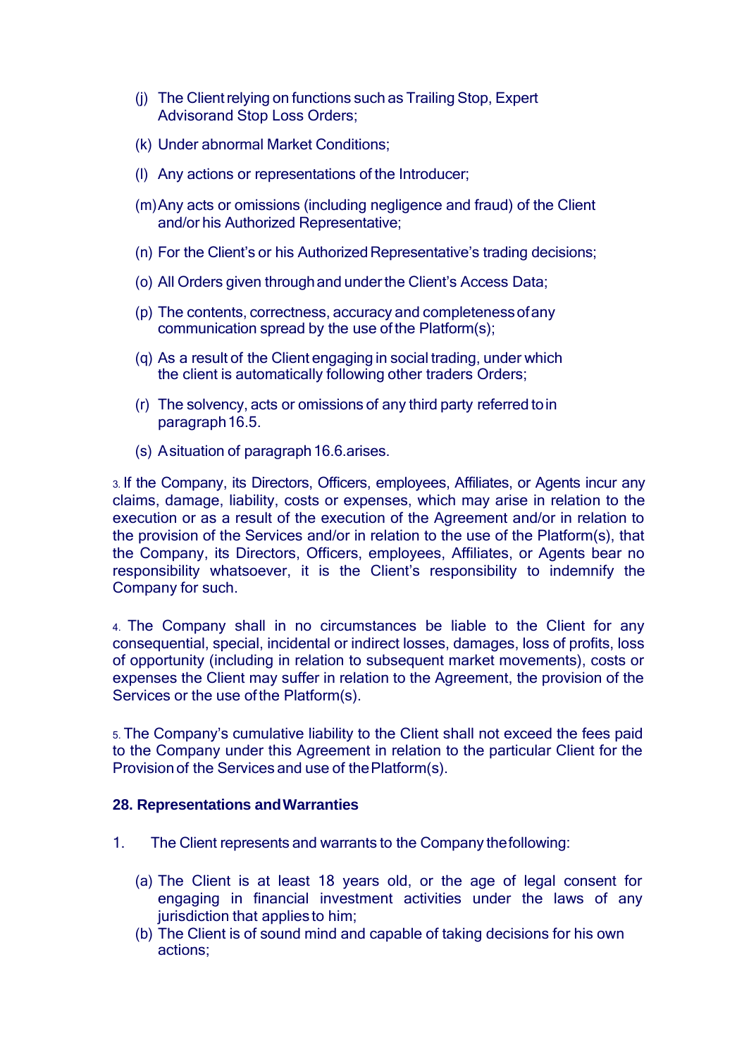(j) The Client relying on functions such as Trailing Stop, Expert Advisorand Stop Loss Orders;

(k) Under abnormal Market Conditions;

(l) Any actions or representations of the Introducer;

(m) Any acts or omissions (including negligence and fraud) of the Client and/or his Authorized Representative;

(n) For the Client's or his Authorized Representative's trading decisions;

(o) All Orders given through and under the Client's Access Data;

(p) The contents, correctness, accuracy and completeness of any communication spread by the use of the Platform(s);

(q) As a result of the Client engaging in social trading, under which the client is automatically following other traders Orders;

(r) The solvency, acts or omissions of any third party referred to in paragraph 16.5.

(s) A situation of paragraph 16.6.arises.

3. If the Company, its Directors, Officers, employees, Affiliates, or Agents incur any claims, damage, liability, costs or expenses, which may arise in relation to the execution or as a result of the execution of the Agreement and/or in relation to the provision of the Services and/or in relation to the use of the Platform(s), that the Company, its Directors, Officers, employees, Affiliates, or Agents bear no responsibility whatsoever, it is the Client's responsibility to indemnify the Company for such.

4. The Company shall in no circumstances be liable to the Client for any consequential, special, incidental or indirect losses, damages, loss of profits, loss of opportunity (including in relation to subsequent market movements), costs or expenses the Client may suffer in relation to the Agreement, the provision of the Services or the use of the Platform(s).

5. The Company's cumulative liability to the Client shall not exceed the fees paid to the Company under this Agreement in relation to the particular Client for the Provision of the Services and use of the Platform(s).

**28. Representations and Warranties**

1. The Client represents and warrants to the Company the following:

   (a) The Client is at least 18 years old, or the age of legal consent for engaging in financial investment activities under the laws of any jurisdiction that applies to him;

   (b) The Client is of sound mind and capable of taking decisions for his own actions;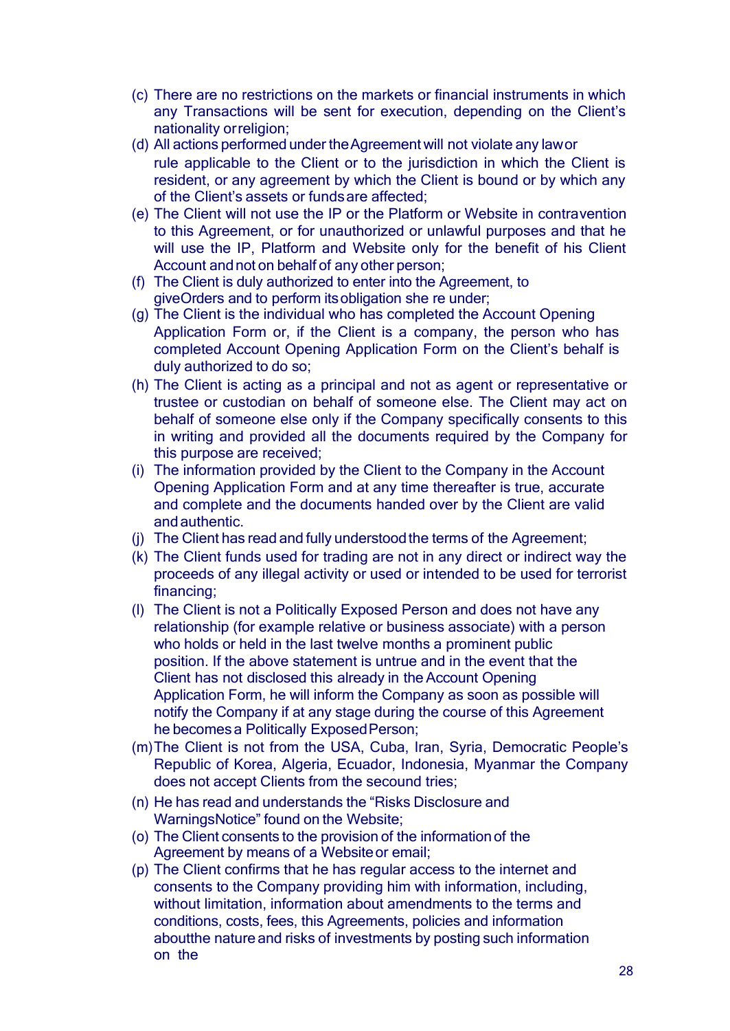(c) There are no restrictions on the markets or financial instruments in which any Transactions will be sent for execution, depending on the Client's nationality or religion;

(d) All actions performed under the Agreement will not violate any law or rule applicable to the Client or to the jurisdiction in which the Client is resident, or any agreement by which the Client is bound or by which any of the Client's assets or funds are affected;

(e) The Client will not use the IP or the Platform or Website in contravention to this Agreement, or for unauthorized or unlawful purposes and that he will use the IP, Platform and Website only for the benefit of his Client Account and not on behalf of any other person;

(f) The Client is duly authorized to enter into the Agreement, to giveOrders and to perform its obligation she re under;

(g) The Client is the individual who has completed the Account Opening Application Form or, if the Client is a company, the person who has completed Account Opening Application Form on the Client's behalf is duly authorized to do so;

(h) The Client is acting as a principal and not as agent or representative or trustee or custodian on behalf of someone else. The Client may act on behalf of someone else only if the Company specifically consents to this in writing and provided all the documents required by the Company for this purpose are received;

(i) The information provided by the Client to the Company in the Account Opening Application Form and at any time thereafter is true, accurate and complete and the documents handed over by the Client are valid and authentic.

(j) The Client has read and fully understood the terms of the Agreement;

(k) The Client funds used for trading are not in any direct or indirect way the proceeds of any illegal activity or used or intended to be used for terrorist financing;

(l) The Client is not a Politically Exposed Person and does not have any relationship (for example relative or business associate) with a person who holds or held in the last twelve months a prominent public position. If the above statement is untrue and in the event that the Client has not disclosed this already in the Account Opening Application Form, he will inform the Company as soon as possible will notify the Company if at any stage during the course of this Agreement he becomes a Politically Exposed Person;

(m) The Client is not from the USA, Cuba, Iran, Syria, Democratic People's Republic of Korea, Algeria, Ecuador, Indonesia, Myanmar the Company does not accept Clients from the secound tries;

(n) He has read and understands the "Risks Disclosure and WarningsNotice" found on the Website;

(o) The Client consents to the provision of the information of the Agreement by means of a Website or email;

(p) The Client confirms that he has regular access to the internet and consents to the Company providing him with information, including, without limitation, information about amendments to the terms and conditions, costs, fees, this Agreements, policies and information aboutthe nature and risks of investments by posting such information on the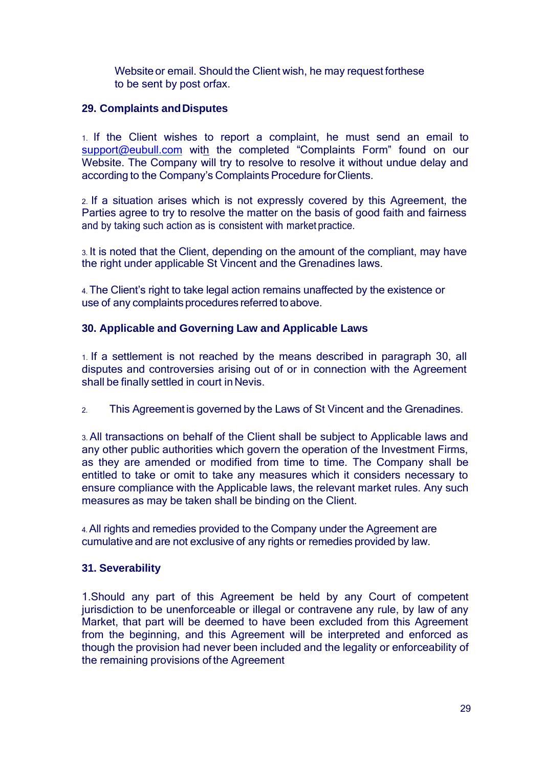Website or email. Should the Client wish, he may request forthese to be sent by post orfax.

**29. Complaints and Disputes**

1. If the Client wishes to report a complaint, he must send an email to support@eubull.com with the completed “Complaints Form” found on our Website. The Company will try to resolve to resolve it without undue delay and according to the Company’s Complaints Procedure for Clients.

2. If a situation arises which is not expressly covered by this Agreement, the Parties agree to try to resolve the matter on the basis of good faith and fairness and by taking such action as is consistent with market practice.

3. It is noted that the Client, depending on the amount of the compliant, may have the right under applicable St Vincent and the Grenadines laws.

4. The Client’s right to take legal action remains unaffected by the existence or use of any complaints procedures referred to above.

**30. Applicable and Governing Law and Applicable Laws**

1. If a settlement is not reached by the means described in paragraph 30, all disputes and controversies arising out of or in connection with the Agreement shall be finally settled in court in Nevis.

2. This Agreement is governed by the Laws of St Vincent and the Grenadines.

3. All transactions on behalf of the Client shall be subject to Applicable laws and any other public authorities which govern the operation of the Investment Firms, as they are amended or modified from time to time. The Company shall be entitled to take or omit to take any measures which it considers necessary to ensure compliance with the Applicable laws, the relevant market rules. Any such measures as may be taken shall be binding on the Client.

4. All rights and remedies provided to the Company under the Agreement are cumulative and are not exclusive of any rights or remedies provided by law.

**31. Severability**

1.Should any part of this Agreement be held by any Court of competent jurisdiction to be unenforceable or illegal or contravene any rule, by law of any Market, that part will be deemed to have been excluded from this Agreement from the beginning, and this Agreement will be interpreted and enforced as though the provision had never been included and the legality or enforceability of the remaining provisions of the Agreement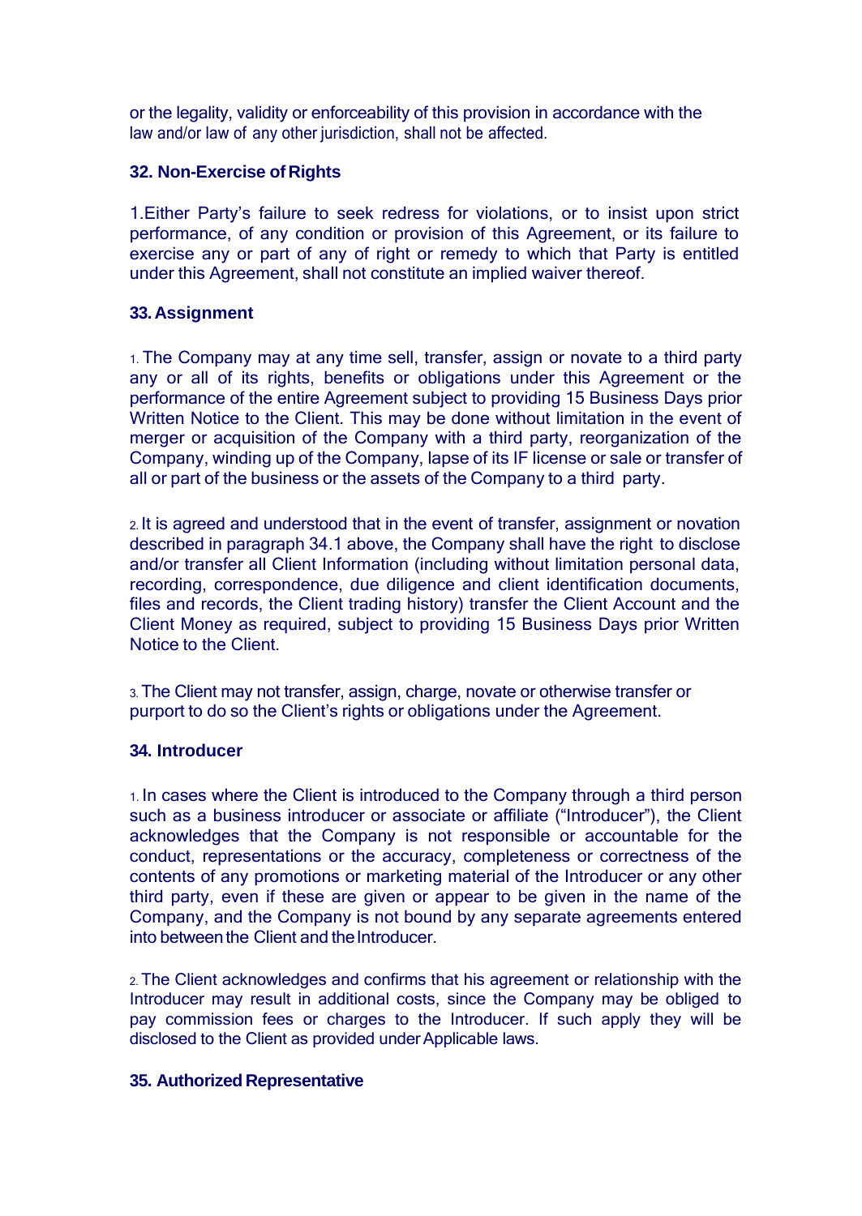or the legality, validity or enforceability of this provision in accordance with the law and/or law of any other jurisdiction, shall not be affected.

**32. Non-Exercise of Rights**

1.Either Party's failure to seek redress for violations, or to insist upon strict performance, of any condition or provision of this Agreement, or its failure to exercise any or part of any of right or remedy to which that Party is entitled under this Agreement, shall not constitute an implied waiver thereof.

**33. Assignment**

1. The Company may at any time sell, transfer, assign or novate to a third party any or all of its rights, benefits or obligations under this Agreement or the performance of the entire Agreement subject to providing 15 Business Days prior Written Notice to the Client. This may be done without limitation in the event of merger or acquisition of the Company with a third party, reorganization of the Company, winding up of the Company, lapse of its IF license or sale or transfer of all or part of the business or the assets of the Company to a third party.

2. It is agreed and understood that in the event of transfer, assignment or novation described in paragraph 34.1 above, the Company shall have the right to disclose and/or transfer all Client Information (including without limitation personal data, recording, correspondence, due diligence and client identification documents, files and records, the Client trading history) transfer the Client Account and the Client Money as required, subject to providing 15 Business Days prior Written Notice to the Client.

3. The Client may not transfer, assign, charge, novate or otherwise transfer or purport to do so the Client's rights or obligations under the Agreement.

**34. Introducer**

1. In cases where the Client is introduced to the Company through a third person such as a business introducer or associate or affiliate ("Introducer"), the Client acknowledges that the Company is not responsible or accountable for the conduct, representations or the accuracy, completeness or correctness of the contents of any promotions or marketing material of the Introducer or any other third party, even if these are given or appear to be given in the name of the Company, and the Company is not bound by any separate agreements entered into between the Client and the Introducer.

2. The Client acknowledges and confirms that his agreement or relationship with the Introducer may result in additional costs, since the Company may be obliged to pay commission fees or charges to the Introducer. If such apply they will be disclosed to the Client as provided under Applicable laws.

**35. Authorized Representative**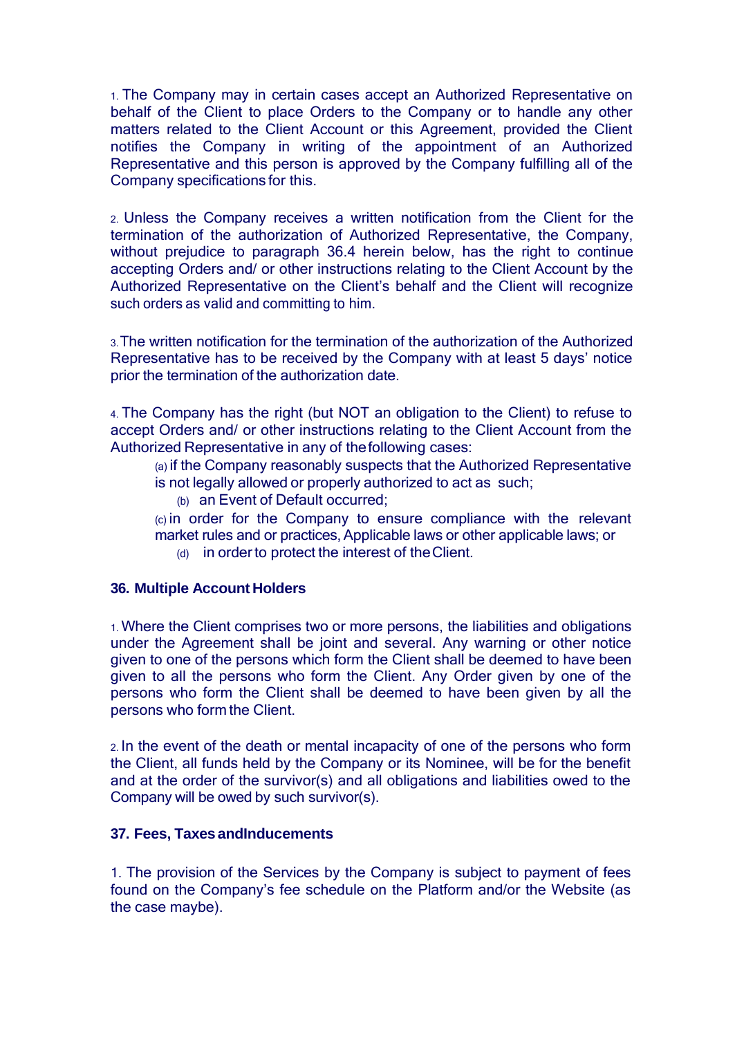1. The Company may in certain cases accept an Authorized Representative on behalf of the Client to place Orders to the Company or to handle any other matters related to the Client Account or this Agreement, provided the Client notifies the Company in writing of the appointment of an Authorized Representative and this person is approved by the Company fulfilling all of the Company specifications for this.

2. Unless the Company receives a written notification from the Client for the termination of the authorization of Authorized Representative, the Company, without prejudice to paragraph 36.4 herein below, has the right to continue accepting Orders and/ or other instructions relating to the Client Account by the Authorized Representative on the Client's behalf and the Client will recognize such orders as valid and committing to him.

3. The written notification for the termination of the authorization of the Authorized Representative has to be received by the Company with at least 5 days' notice prior the termination of the authorization date.

4. The Company has the right (but NOT an obligation to the Client) to refuse to accept Orders and/ or other instructions relating to the Client Account from the Authorized Representative in any of the following cases:

  (a) if the Company reasonably suspects that the Authorized Representative is not legally allowed or properly authorized to act as such;

  (b) an Event of Default occurred;

  (c) in order for the Company to ensure compliance with the relevant market rules and or practices, Applicable laws or other applicable laws; or

  (d) in order to protect the interest of the Client.

**36. Multiple Account Holders**

1. Where the Client comprises two or more persons, the liabilities and obligations under the Agreement shall be joint and several. Any warning or other notice given to one of the persons which form the Client shall be deemed to have been given to all the persons who form the Client. Any Order given by one of the persons who form the Client shall be deemed to have been given by all the persons who form the Client.

2. In the event of the death or mental incapacity of one of the persons who form the Client, all funds held by the Company or its Nominee, will be for the benefit and at the order of the survivor(s) and all obligations and liabilities owed to the Company will be owed by such survivor(s).

**37. Fees, Taxes andInducements**

1. The provision of the Services by the Company is subject to payment of fees found on the Company's fee schedule on the Platform and/or the Website (as the case maybe).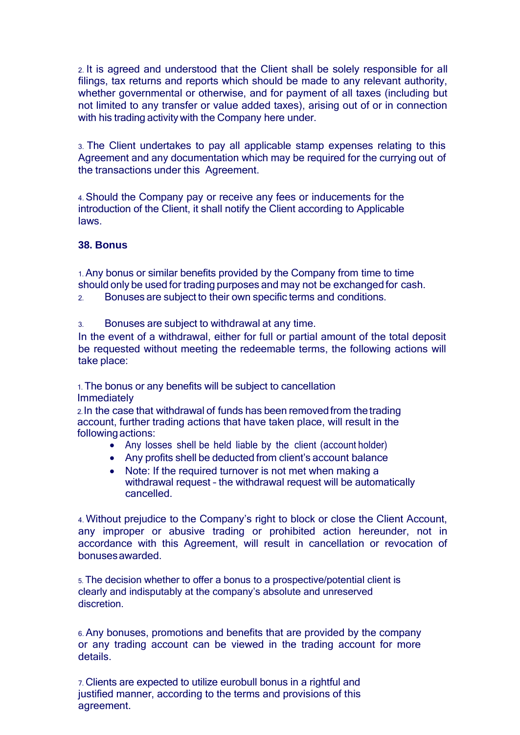2. It is agreed and understood that the Client shall be solely responsible for all filings, tax returns and reports which should be made to any relevant authority, whether governmental or otherwise, and for payment of all taxes (including but not limited to any transfer or value added taxes), arising out of or in connection with his trading activity with the Company here under.

3. The Client undertakes to pay all applicable stamp expenses relating to this Agreement and any documentation which may be required for the currying out of the transactions under this Agreement.

4. Should the Company pay or receive any fees or inducements for the introduction of the Client, it shall notify the Client according to Applicable laws.

### 38. Bonus

1. Any bonus or similar benefits provided by the Company from time to time should only be used for trading purposes and may not be exchanged for cash.
2. Bonuses are subject to their own specific terms and conditions.

3. Bonuses are subject to withdrawal at any time.

In the event of a withdrawal, either for full or partial amount of the total deposit be requested without meeting the redeemable terms, the following actions will take place:

1. The bonus or any benefits will be subject to cancellation Immediately
2. In the case that withdrawal of funds has been removed from the trading account, further trading actions that have taken place, will result in the following actions:
   - Any losses shell be held liable by the client (account holder)
   - Any profits shell be deducted from client's account balance
   - Note: If the required turnover is not met when making a withdrawal request – the withdrawal request will be automatically cancelled.

4. Without prejudice to the Company's right to block or close the Client Account, any improper or abusive trading or prohibited action hereunder, not in accordance with this Agreement, will result in cancellation or revocation of bonuses awarded.

5. The decision whether to offer a bonus to a prospective/potential client is clearly and indisputably at the company's absolute and unreserved discretion.

6. Any bonuses, promotions and benefits that are provided by the company or any trading account can be viewed in the trading account for more details.

7. Clients are expected to utilize eurobull bonus in a rightful and justified manner, according to the terms and provisions of this agreement.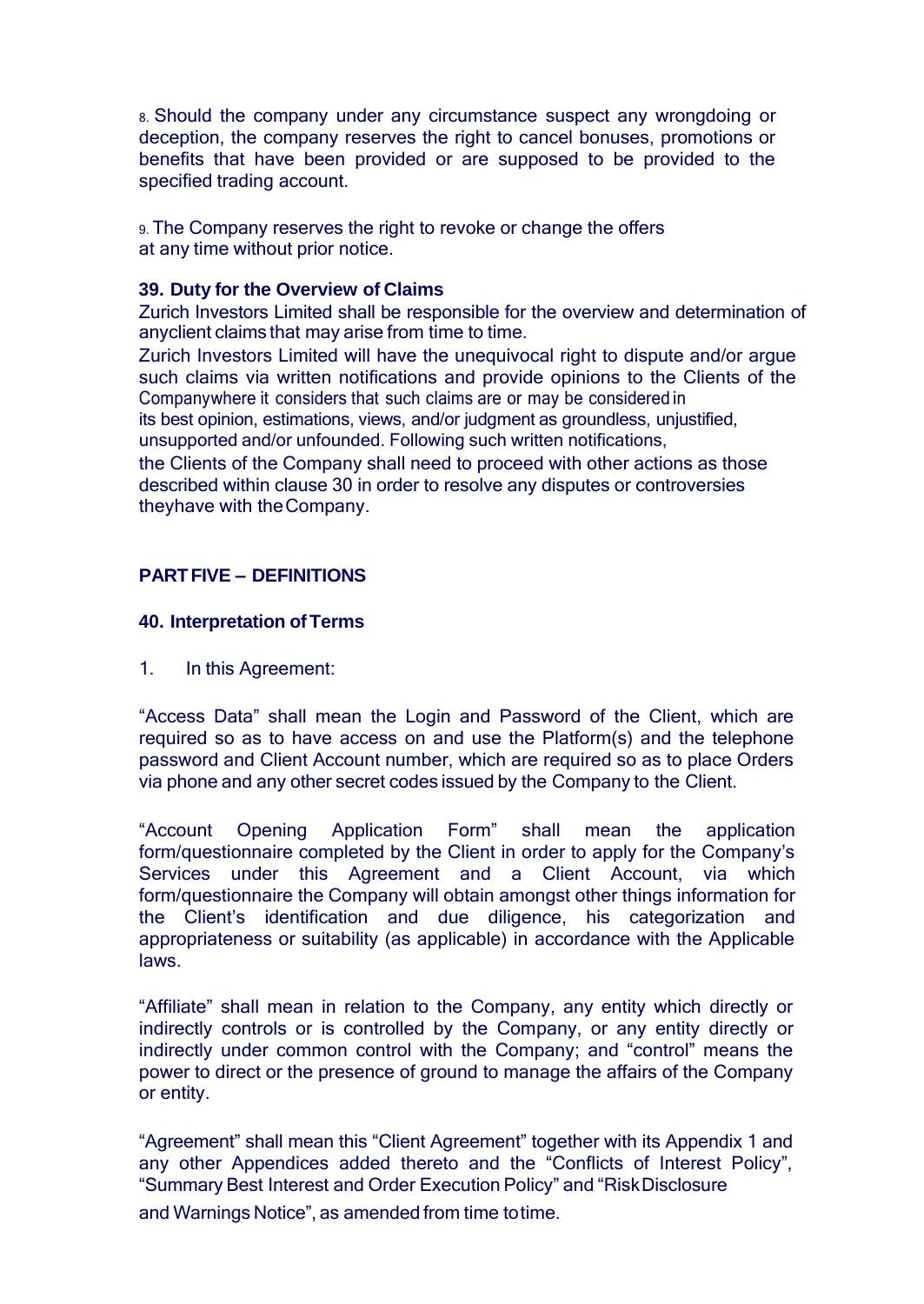8. Should the company under any circumstance suspect any wrongdoing or deception, the company reserves the right to cancel bonuses, promotions or benefits that have been provided or are supposed to be provided to the specified trading account.

9. The Company reserves the right to revoke or change the offers at any time without prior notice.

### 39. Duty for the Overview of Claims

Zurich Investors Limited shall be responsible for the overview and determination of anyclient claims that may arise from time to time.

Zurich Investors Limited will have the unequivocal right to dispute and/or argue such claims via written notifications and provide opinions to the Clients of the Companywhere it considers that such claims are or may be considered in its best opinion, estimations, views, and/or judgment as groundless, unjustified, unsupported and/or unfounded. Following such written notifications, the Clients of the Company shall need to proceed with other actions as those described within clause 30 in order to resolve any disputes or controversies theyhave with the Company.

## PART FIVE – DEFINITIONS

### 40. Interpretation of Terms

1. In this Agreement:

"Access Data" shall mean the Login and Password of the Client, which are required so as to have access on and use the Platform(s) and the telephone password and Client Account number, which are required so as to place Orders via phone and any other secret codes issued by the Company to the Client.

"Account Opening Application Form" shall mean the application form/questionnaire completed by the Client in order to apply for the Company's Services under this Agreement and a Client Account, via which form/questionnaire the Company will obtain amongst other things information for the Client's identification and due diligence, his categorization and appropriateness or suitability (as applicable) in accordance with the Applicable laws.

"Affiliate" shall mean in relation to the Company, any entity which directly or indirectly controls or is controlled by the Company, or any entity directly or indirectly under common control with the Company; and "control" means the power to direct or the presence of ground to manage the affairs of the Company or entity.

"Agreement" shall mean this "Client Agreement" together with its Appendix 1 and any other Appendices added thereto and the "Conflicts of Interest Policy", "Summary Best Interest and Order Execution Policy" and "Risk Disclosure and Warnings Notice", as amended from time to time.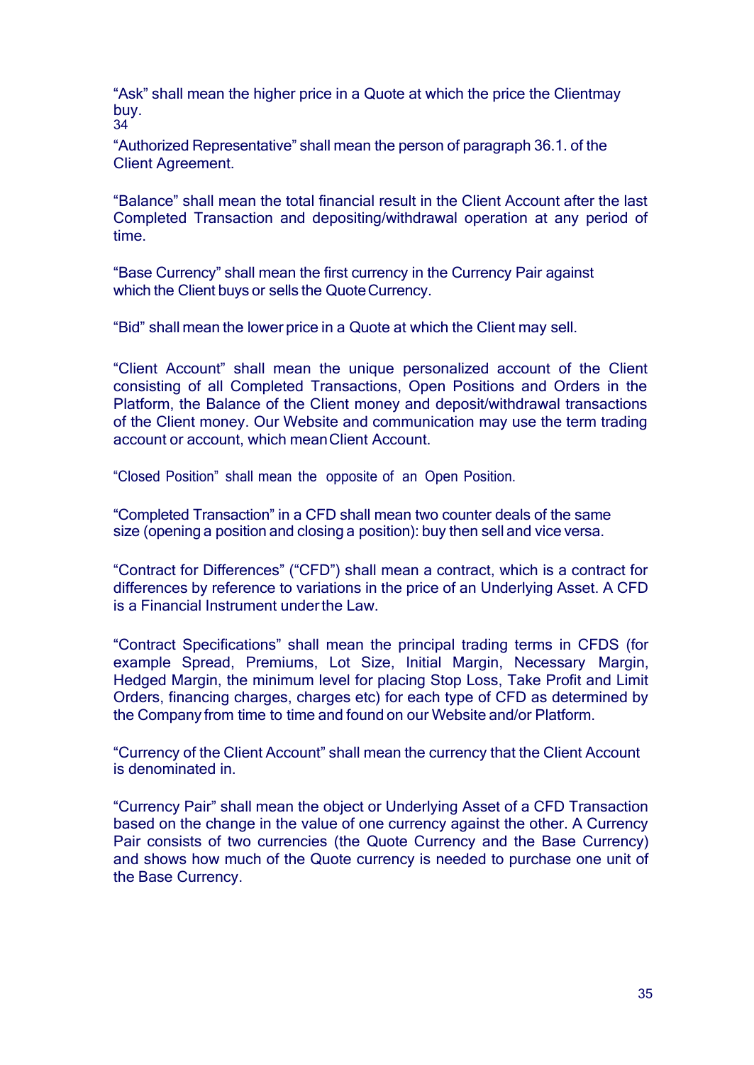"Ask" shall mean the higher price in a Quote at which the price the Clientmay buy.

"Authorized Representative" shall mean the person of paragraph 36.1. of the Client Agreement.

"Balance" shall mean the total financial result in the Client Account after the last Completed Transaction and depositing/withdrawal operation at any period of time.

"Base Currency" shall mean the first currency in the Currency Pair against which the Client buys or sells the Quote Currency.

"Bid" shall mean the lower price in a Quote at which the Client may sell.

"Client Account" shall mean the unique personalized account of the Client consisting of all Completed Transactions, Open Positions and Orders in the Platform, the Balance of the Client money and deposit/withdrawal transactions of the Client money. Our Website and communication may use the term trading account or account, which mean Client Account.

"Closed Position" shall mean the opposite of an Open Position.

"Completed Transaction" in a CFD shall mean two counter deals of the same size (opening a position and closing a position): buy then sell and vice versa.

"Contract for Differences" ("CFD") shall mean a contract, which is a contract for differences by reference to variations in the price of an Underlying Asset. A CFD is a Financial Instrument under the Law.

"Contract Specifications" shall mean the principal trading terms in CFDS (for example Spread, Premiums, Lot Size, Initial Margin, Necessary Margin, Hedged Margin, the minimum level for placing Stop Loss, Take Profit and Limit Orders, financing charges, charges etc) for each type of CFD as determined by the Company from time to time and found on our Website and/or Platform.

"Currency of the Client Account" shall mean the currency that the Client Account is denominated in.

"Currency Pair" shall mean the object or Underlying Asset of a CFD Transaction based on the change in the value of one currency against the other. A Currency Pair consists of two currencies (the Quote Currency and the Base Currency) and shows how much of the Quote currency is needed to purchase one unit of the Base Currency.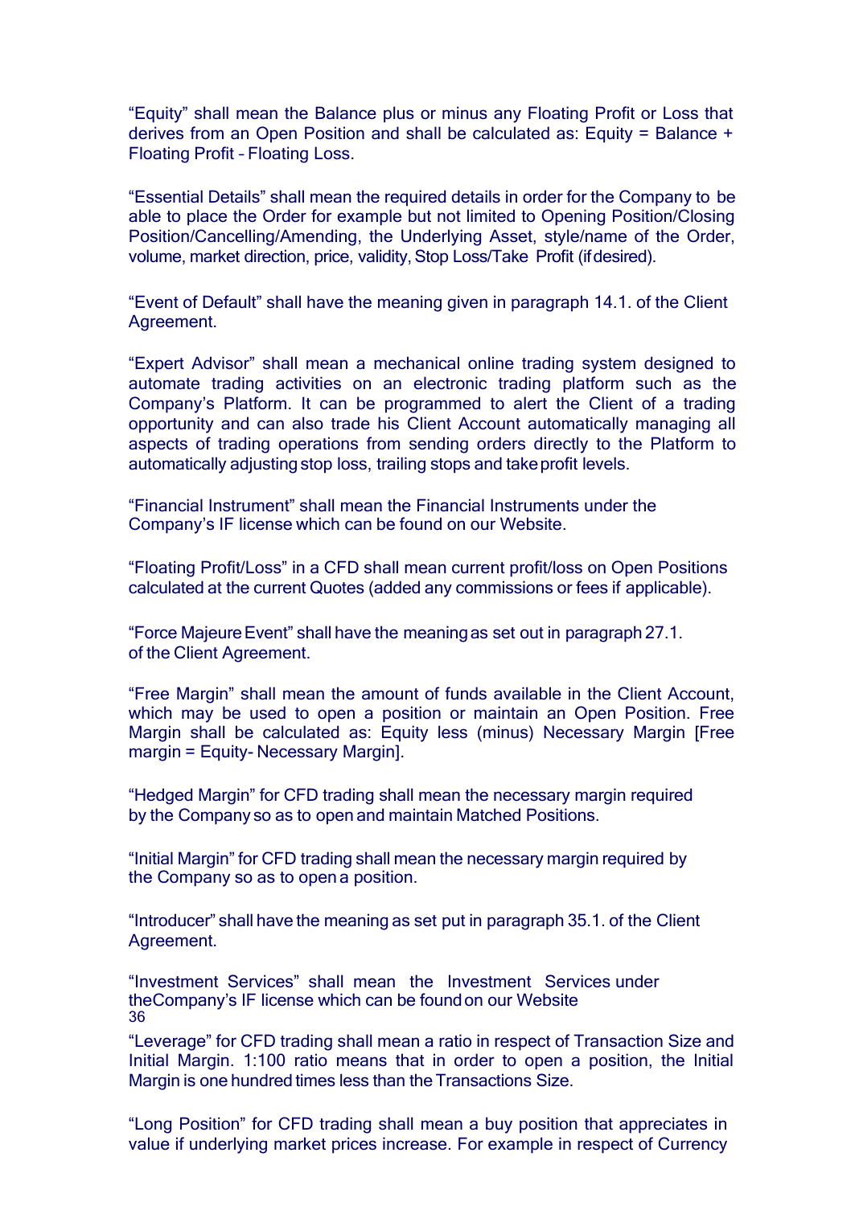“Equity” shall mean the Balance plus or minus any Floating Profit or Loss that derives from an Open Position and shall be calculated as: Equity = Balance + Floating Profit – Floating Loss.

“Essential Details” shall mean the required details in order for the Company to be able to place the Order for example but not limited to Opening Position/Closing Position/Cancelling/Amending, the Underlying Asset, style/name of the Order, volume, market direction, price, validity, Stop Loss/Take Profit (if desired).

“Event of Default” shall have the meaning given in paragraph 14.1. of the Client Agreement.

“Expert Advisor” shall mean a mechanical online trading system designed to automate trading activities on an electronic trading platform such as the Company’s Platform. It can be programmed to alert the Client of a trading opportunity and can also trade his Client Account automatically managing all aspects of trading operations from sending orders directly to the Platform to automatically adjusting stop loss, trailing stops and take profit levels.

“Financial Instrument” shall mean the Financial Instruments under the Company’s IF license which can be found on our Website.

“Floating Profit/Loss” in a CFD shall mean current profit/loss on Open Positions calculated at the current Quotes (added any commissions or fees if applicable).

“Force Majeure Event” shall have the meaning as set out in paragraph 27.1. of the Client Agreement.

“Free Margin” shall mean the amount of funds available in the Client Account, which may be used to open a position or maintain an Open Position. Free Margin shall be calculated as: Equity less (minus) Necessary Margin [Free margin = Equity- Necessary Margin].

“Hedged Margin” for CFD trading shall mean the necessary margin required by the Company so as to open and maintain Matched Positions.

“Initial Margin” for CFD trading shall mean the necessary margin required by the Company so as to open a position.

“Introducer” shall have the meaning as set put in paragraph 35.1. of the Client Agreement.

“Investment Services” shall mean the Investment Services under theCompany’s IF license which can be found on our Website

“Leverage” for CFD trading shall mean a ratio in respect of Transaction Size and Initial Margin. 1:100 ratio means that in order to open a position, the Initial Margin is one hundred times less than the Transactions Size.

“Long Position” for CFD trading shall mean a buy position that appreciates in value if underlying market prices increase. For example in respect of Currency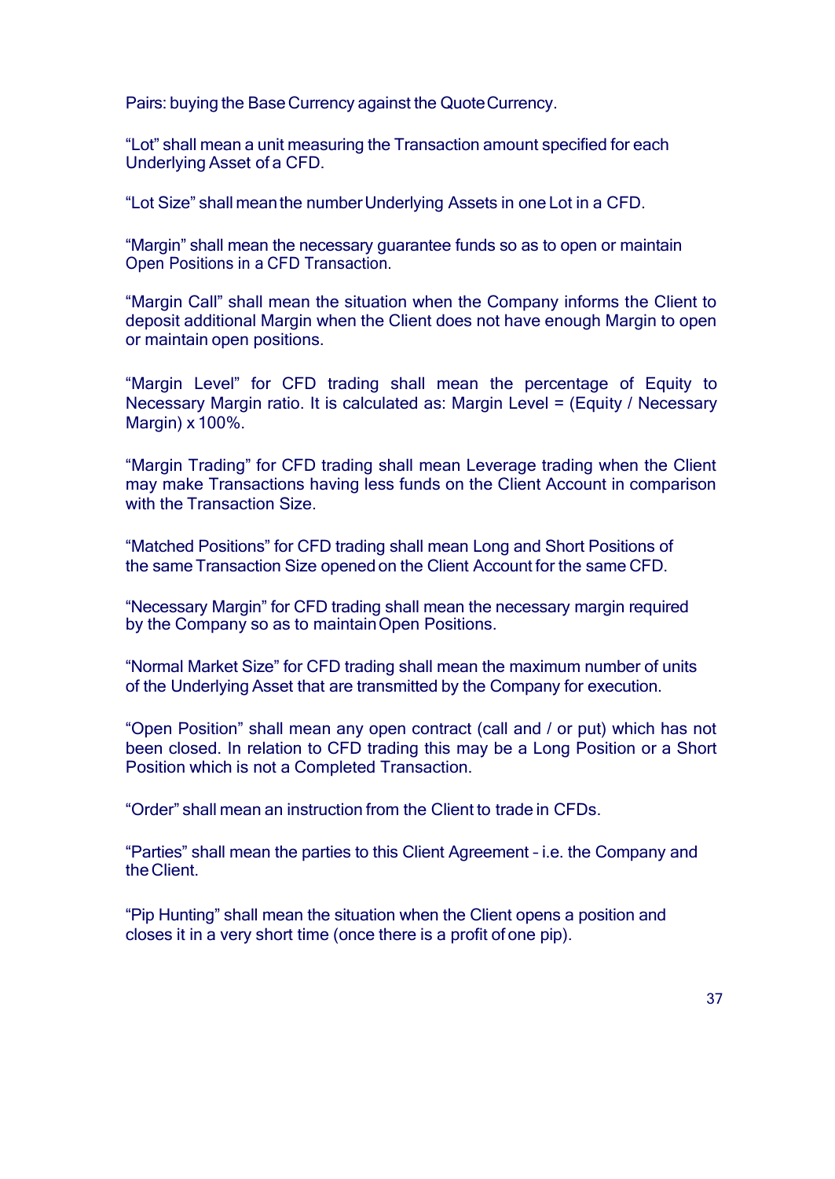Pairs: buying the Base Currency against the Quote Currency.

“Lot” shall mean a unit measuring the Transaction amount specified for each Underlying Asset of a CFD.

“Lot Size” shall mean the number Underlying Assets in one Lot in a CFD.

“Margin” shall mean the necessary guarantee funds so as to open or maintain Open Positions in a CFD Transaction.

“Margin Call” shall mean the situation when the Company informs the Client to deposit additional Margin when the Client does not have enough Margin to open or maintain open positions.

“Margin Level” for CFD trading shall mean the percentage of Equity to Necessary Margin ratio. It is calculated as: Margin Level = (Equity / Necessary Margin) x 100%.

“Margin Trading” for CFD trading shall mean Leverage trading when the Client may make Transactions having less funds on the Client Account in comparison with the Transaction Size.

“Matched Positions” for CFD trading shall mean Long and Short Positions of the same Transaction Size opened on the Client Account for the same CFD.

“Necessary Margin” for CFD trading shall mean the necessary margin required by the Company so as to maintain Open Positions.

“Normal Market Size” for CFD trading shall mean the maximum number of units of the Underlying Asset that are transmitted by the Company for execution.

“Open Position” shall mean any open contract (call and / or put) which has not been closed. In relation to CFD trading this may be a Long Position or a Short Position which is not a Completed Transaction.

“Order” shall mean an instruction from the Client to trade in CFDs.

“Parties” shall mean the parties to this Client Agreement – i.e. the Company and the Client.

“Pip Hunting” shall mean the situation when the Client opens a position and closes it in a very short time (once there is a profit of one pip).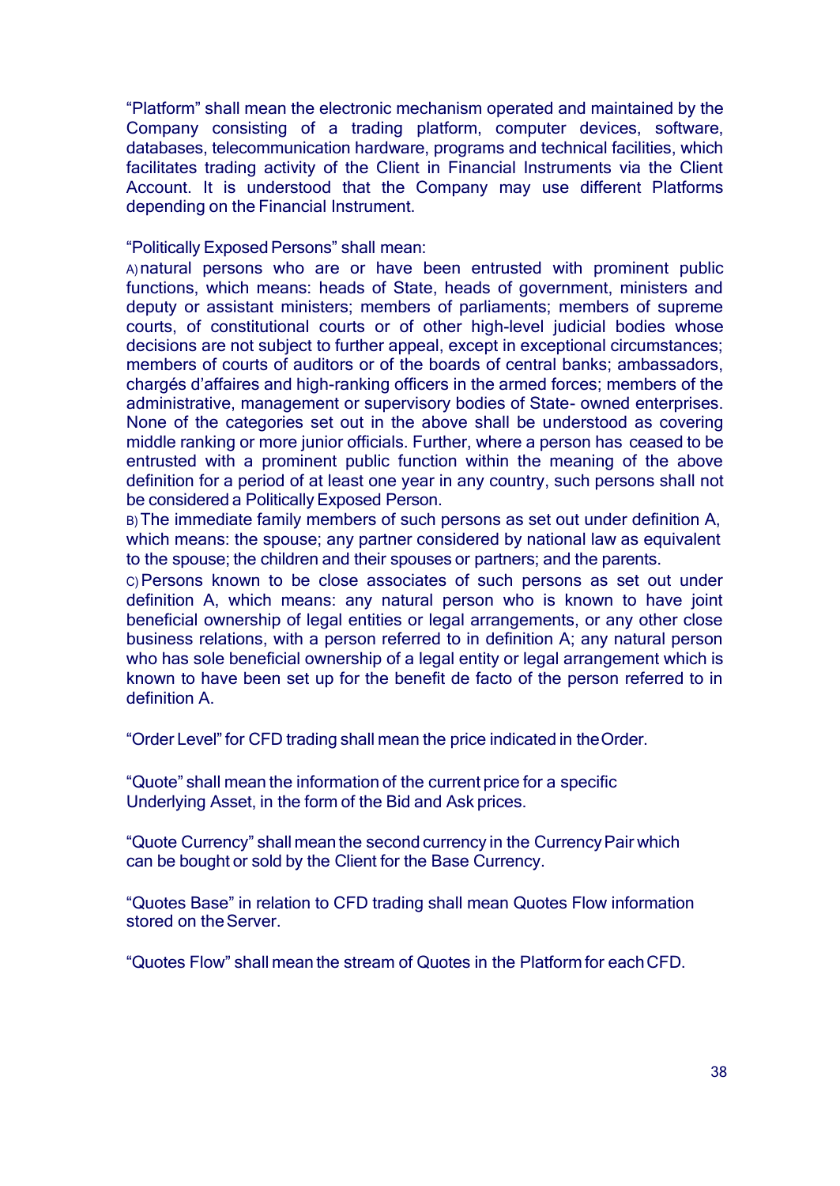"Platform" shall mean the electronic mechanism operated and maintained by the Company consisting of a trading platform, computer devices, software, databases, telecommunication hardware, programs and technical facilities, which facilitates trading activity of the Client in Financial Instruments via the Client Account. It is understood that the Company may use different Platforms depending on the Financial Instrument.

"Politically Exposed Persons" shall mean:

A) natural persons who are or have been entrusted with prominent public functions, which means: heads of State, heads of government, ministers and deputy or assistant ministers; members of parliaments; members of supreme courts, of constitutional courts or of other high-level judicial bodies whose decisions are not subject to further appeal, except in exceptional circumstances; members of courts of auditors or of the boards of central banks; ambassadors, chargés d'affaires and high-ranking officers in the armed forces; members of the administrative, management or supervisory bodies of State- owned enterprises. None of the categories set out in the above shall be understood as covering middle ranking or more junior officials. Further, where a person has ceased to be entrusted with a prominent public function within the meaning of the above definition for a period of at least one year in any country, such persons shall not be considered a Politically Exposed Person.

B) The immediate family members of such persons as set out under definition A, which means: the spouse; any partner considered by national law as equivalent to the spouse; the children and their spouses or partners; and the parents.

C) Persons known to be close associates of such persons as set out under definition A, which means: any natural person who is known to have joint beneficial ownership of legal entities or legal arrangements, or any other close business relations, with a person referred to in definition A; any natural person who has sole beneficial ownership of a legal entity or legal arrangement which is known to have been set up for the benefit de facto of the person referred to in definition A.

"Order Level" for CFD trading shall mean the price indicated in the Order.

"Quote" shall mean the information of the current price for a specific Underlying Asset, in the form of the Bid and Ask prices.

"Quote Currency" shall mean the second currency in the Currency Pair which can be bought or sold by the Client for the Base Currency.

"Quotes Base" in relation to CFD trading shall mean Quotes Flow information stored on the Server.

"Quotes Flow" shall mean the stream of Quotes in the Platform for each CFD.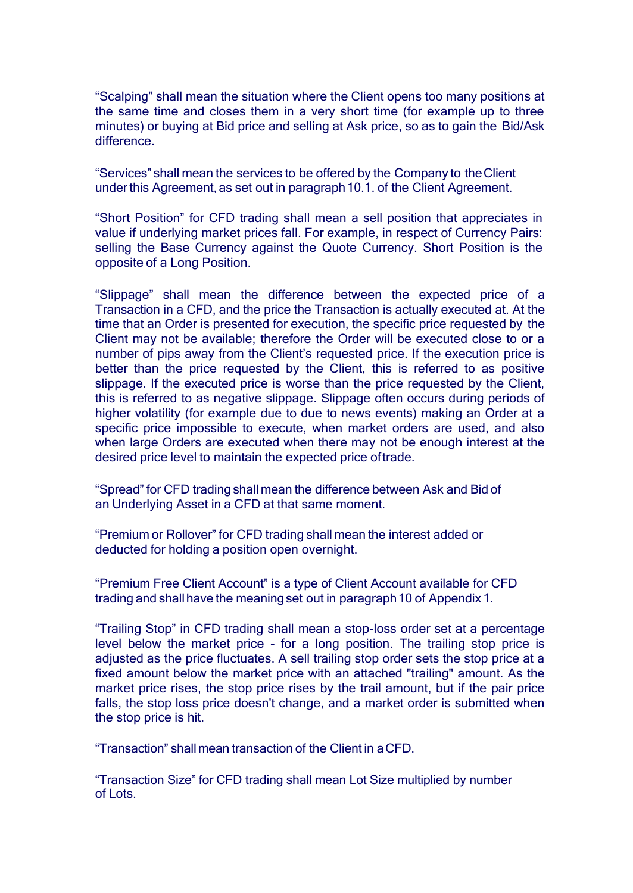“Scalping” shall mean the situation where the Client opens too many positions at the same time and closes them in a very short time (for example up to three minutes) or buying at Bid price and selling at Ask price, so as to gain the Bid/Ask difference.

“Services” shall mean the services to be offered by the Company to the Client under this Agreement, as set out in paragraph 10.1. of the Client Agreement.

“Short Position” for CFD trading shall mean a sell position that appreciates in value if underlying market prices fall. For example, in respect of Currency Pairs: selling the Base Currency against the Quote Currency. Short Position is the opposite of a Long Position.

“Slippage” shall mean the difference between the expected price of a Transaction in a CFD, and the price the Transaction is actually executed at. At the time that an Order is presented for execution, the specific price requested by the Client may not be available; therefore the Order will be executed close to or a number of pips away from the Client’s requested price. If the execution price is better than the price requested by the Client, this is referred to as positive slippage. If the executed price is worse than the price requested by the Client, this is referred to as negative slippage. Slippage often occurs during periods of higher volatility (for example due to due to news events) making an Order at a specific price impossible to execute, when market orders are used, and also when large Orders are executed when there may not be enough interest at the desired price level to maintain the expected price of trade.

“Spread” for CFD trading shall mean the difference between Ask and Bid of an Underlying Asset in a CFD at that same moment.

“Premium or Rollover” for CFD trading shall mean the interest added or deducted for holding a position open overnight.

“Premium Free Client Account” is a type of Client Account available for CFD trading and shall have the meaning set out in paragraph 10 of Appendix 1.

“Trailing Stop” in CFD trading shall mean a stop-loss order set at a percentage level below the market price - for a long position. The trailing stop price is adjusted as the price fluctuates. A sell trailing stop order sets the stop price at a fixed amount below the market price with an attached "trailing" amount. As the market price rises, the stop price rises by the trail amount, but if the pair price falls, the stop loss price doesn't change, and a market order is submitted when the stop price is hit.

“Transaction” shall mean transaction of the Client in a CFD.

“Transaction Size” for CFD trading shall mean Lot Size multiplied by number of Lots.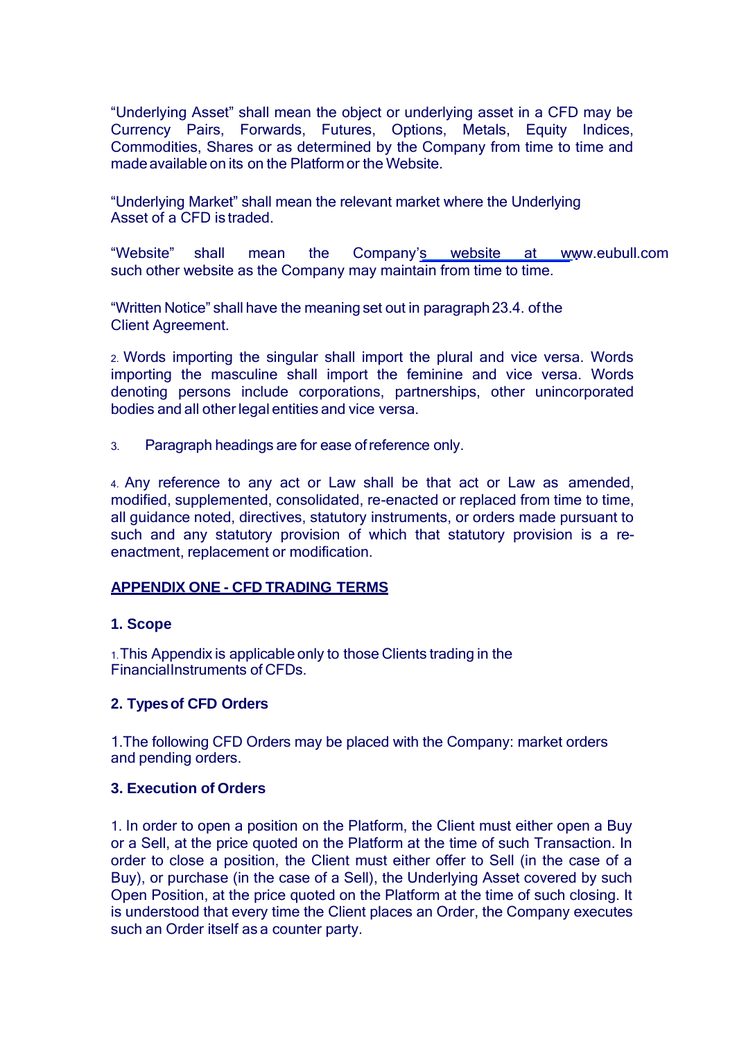“Underlying Asset” shall mean the object or underlying asset in a CFD may be Currency Pairs, Forwards, Futures, Options, Metals, Equity Indices, Commodities, Shares or as determined by the Company from time to time and made available on its on the Platform or the Website.

“Underlying Market” shall mean the relevant market where the Underlying Asset of a CFD is traded.

“Website” shall mean the Company’s website at www.eubull.com such other website as the Company may maintain from time to time.

“Written Notice” shall have the meaning set out in paragraph 23.4. of the Client Agreement.

2. Words importing the singular shall import the plural and vice versa. Words importing the masculine shall import the feminine and vice versa. Words denoting persons include corporations, partnerships, other unincorporated bodies and all other legal entities and vice versa.

3. Paragraph headings are for ease of reference only.

4. Any reference to any act or Law shall be that act or Law as amended, modified, supplemented, consolidated, re-enacted or replaced from time to time, all guidance noted, directives, statutory instruments, or orders made pursuant to such and any statutory provision of which that statutory provision is a re-enactment, replacement or modification.

## APPENDIX ONE - CFD TRADING TERMS

### 1. Scope

1. This Appendix is applicable only to those Clients trading in the FinancialInstruments of CFDs.

### 2. Types of CFD Orders

1. The following CFD Orders may be placed with the Company: market orders and pending orders.

### 3. Execution of Orders

1. In order to open a position on the Platform, the Client must either open a Buy or a Sell, at the price quoted on the Platform at the time of such Transaction. In order to close a position, the Client must either offer to Sell (in the case of a Buy), or purchase (in the case of a Sell), the Underlying Asset covered by such Open Position, at the price quoted on the Platform at the time of such closing. It is understood that every time the Client places an Order, the Company executes such an Order itself as a counter party.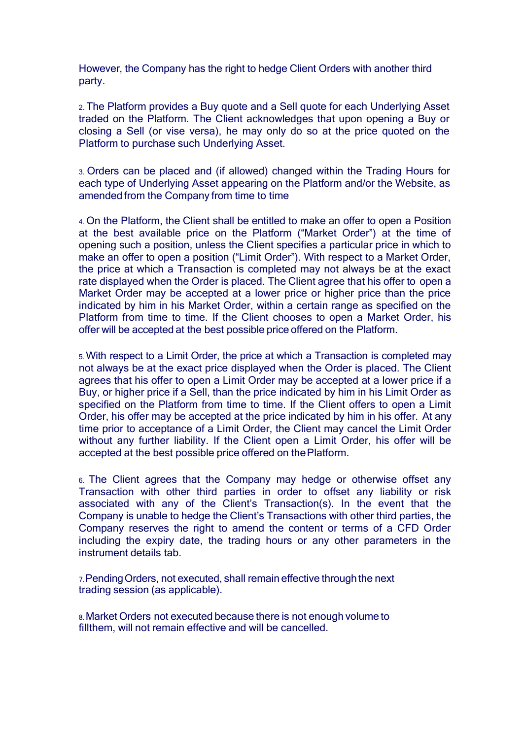However, the Company has the right to hedge Client Orders with another third party.

2. The Platform provides a Buy quote and a Sell quote for each Underlying Asset traded on the Platform. The Client acknowledges that upon opening a Buy or closing a Sell (or vise versa), he may only do so at the price quoted on the Platform to purchase such Underlying Asset.

3. Orders can be placed and (if allowed) changed within the Trading Hours for each type of Underlying Asset appearing on the Platform and/or the Website, as amended from the Company from time to time

4. On the Platform, the Client shall be entitled to make an offer to open a Position at the best available price on the Platform ("Market Order") at the time of opening such a position, unless the Client specifies a particular price in which to make an offer to open a position ("Limit Order"). With respect to a Market Order, the price at which a Transaction is completed may not always be at the exact rate displayed when the Order is placed. The Client agree that his offer to open a Market Order may be accepted at a lower price or higher price than the price indicated by him in his Market Order, within a certain range as specified on the Platform from time to time. If the Client chooses to open a Market Order, his offer will be accepted at the best possible price offered on the Platform.

5. With respect to a Limit Order, the price at which a Transaction is completed may not always be at the exact price displayed when the Order is placed. The Client agrees that his offer to open a Limit Order may be accepted at a lower price if a Buy, or higher price if a Sell, than the price indicated by him in his Limit Order as specified on the Platform from time to time. If the Client offers to open a Limit Order, his offer may be accepted at the price indicated by him in his offer. At any time prior to acceptance of a Limit Order, the Client may cancel the Limit Order without any further liability. If the Client open a Limit Order, his offer will be accepted at the best possible price offered on the Platform.

6. The Client agrees that the Company may hedge or otherwise offset any Transaction with other third parties in order to offset any liability or risk associated with any of the Client's Transaction(s). In the event that the Company is unable to hedge the Client's Transactions with other third parties, the Company reserves the right to amend the content or terms of a CFD Order including the expiry date, the trading hours or any other parameters in the instrument details tab.

7. Pending Orders, not executed, shall remain effective through the next trading session (as applicable).

8. Market Orders not executed because there is not enough volume to fillthem, will not remain effective and will be cancelled.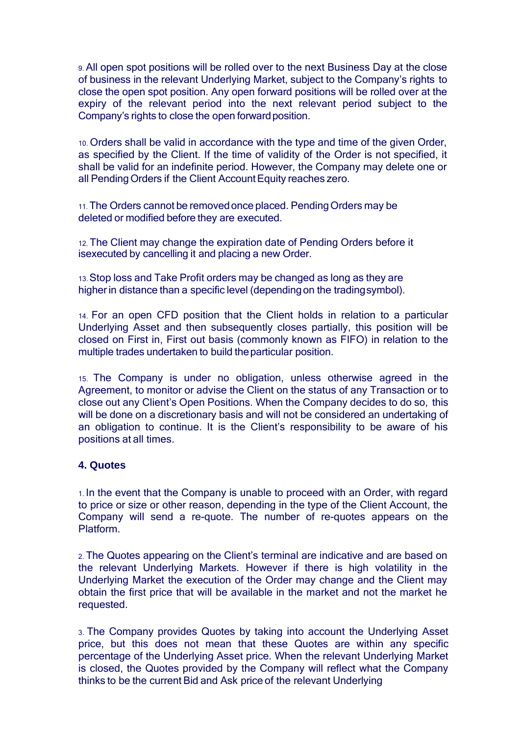9. All open spot positions will be rolled over to the next Business Day at the close of business in the relevant Underlying Market, subject to the Company's rights to close the open spot position. Any open forward positions will be rolled over at the expiry of the relevant period into the next relevant period subject to the Company's rights to close the open forward position.

10. Orders shall be valid in accordance with the type and time of the given Order, as specified by the Client. If the time of validity of the Order is not specified, it shall be valid for an indefinite period. However, the Company may delete one or all Pending Orders if the Client Account Equity reaches zero.

11. The Orders cannot be removed once placed. Pending Orders may be deleted or modified before they are executed.

12. The Client may change the expiration date of Pending Orders before it isexecuted by cancelling it and placing a new Order.

13. Stop loss and Take Profit orders may be changed as long as they are higher in distance than a specific level (depending on the trading symbol).

14. For an open CFD position that the Client holds in relation to a particular Underlying Asset and then subsequently closes partially, this position will be closed on First in, First out basis (commonly known as FIFO) in relation to the multiple trades undertaken to build the particular position.

15. The Company is under no obligation, unless otherwise agreed in the Agreement, to monitor or advise the Client on the status of any Transaction or to close out any Client's Open Positions. When the Company decides to do so, this will be done on a discretionary basis and will not be considered an undertaking of an obligation to continue. It is the Client's responsibility to be aware of his positions at all times.

**4. Quotes**

1. In the event that the Company is unable to proceed with an Order, with regard to price or size or other reason, depending in the type of the Client Account, the Company will send a re-quote. The number of re-quotes appears on the Platform.

2. The Quotes appearing on the Client's terminal are indicative and are based on the relevant Underlying Markets. However if there is high volatility in the Underlying Market the execution of the Order may change and the Client may obtain the first price that will be available in the market and not the market he requested.

3. The Company provides Quotes by taking into account the Underlying Asset price, but this does not mean that these Quotes are within any specific percentage of the Underlying Asset price. When the relevant Underlying Market is closed, the Quotes provided by the Company will reflect what the Company thinks to be the current Bid and Ask price of the relevant Underlying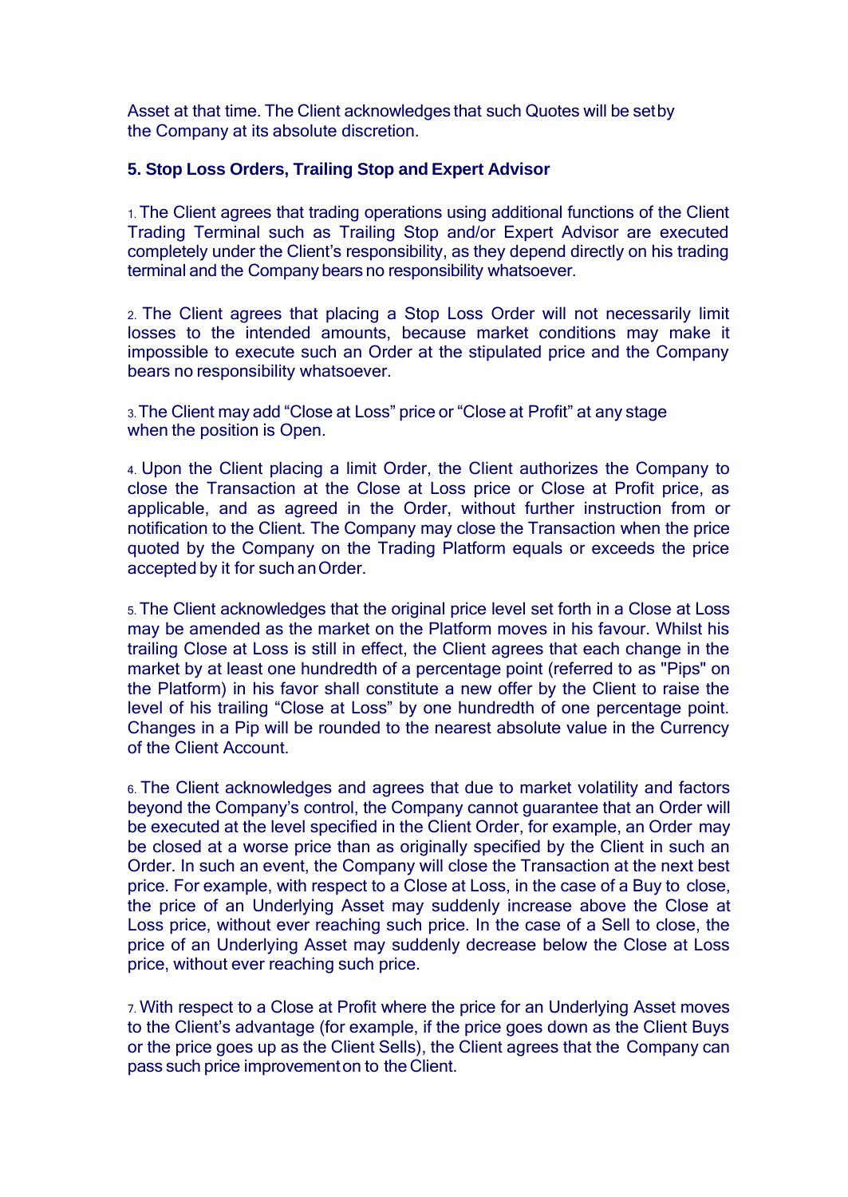Asset at that time. The Client acknowledges that such Quotes will be set by the Company at its absolute discretion.

## 5. Stop Loss Orders, Trailing Stop and Expert Advisor

1. The Client agrees that trading operations using additional functions of the Client Trading Terminal such as Trailing Stop and/or Expert Advisor are executed completely under the Client's responsibility, as they depend directly on his trading terminal and the Company bears no responsibility whatsoever.

2. The Client agrees that placing a Stop Loss Order will not necessarily limit losses to the intended amounts, because market conditions may make it impossible to execute such an Order at the stipulated price and the Company bears no responsibility whatsoever.

3. The Client may add "Close at Loss" price or "Close at Profit" at any stage when the position is Open.

4. Upon the Client placing a limit Order, the Client authorizes the Company to close the Transaction at the Close at Loss price or Close at Profit price, as applicable, and as agreed in the Order, without further instruction from or notification to the Client. The Company may close the Transaction when the price quoted by the Company on the Trading Platform equals or exceeds the price accepted by it for such an Order.

5. The Client acknowledges that the original price level set forth in a Close at Loss may be amended as the market on the Platform moves in his favour. Whilst his trailing Close at Loss is still in effect, the Client agrees that each change in the market by at least one hundredth of a percentage point (referred to as "Pips" on the Platform) in his favor shall constitute a new offer by the Client to raise the level of his trailing "Close at Loss" by one hundredth of one percentage point. Changes in a Pip will be rounded to the nearest absolute value in the Currency of the Client Account.

6. The Client acknowledges and agrees that due to market volatility and factors beyond the Company's control, the Company cannot guarantee that an Order will be executed at the level specified in the Client Order, for example, an Order may be closed at a worse price than as originally specified by the Client in such an Order. In such an event, the Company will close the Transaction at the next best price. For example, with respect to a Close at Loss, in the case of a Buy to close, the price of an Underlying Asset may suddenly increase above the Close at Loss price, without ever reaching such price. In the case of a Sell to close, the price of an Underlying Asset may suddenly decrease below the Close at Loss price, without ever reaching such price.

7. With respect to a Close at Profit where the price for an Underlying Asset moves to the Client's advantage (for example, if the price goes down as the Client Buys or the price goes up as the Client Sells), the Client agrees that the Company can pass such price improvement on to the Client.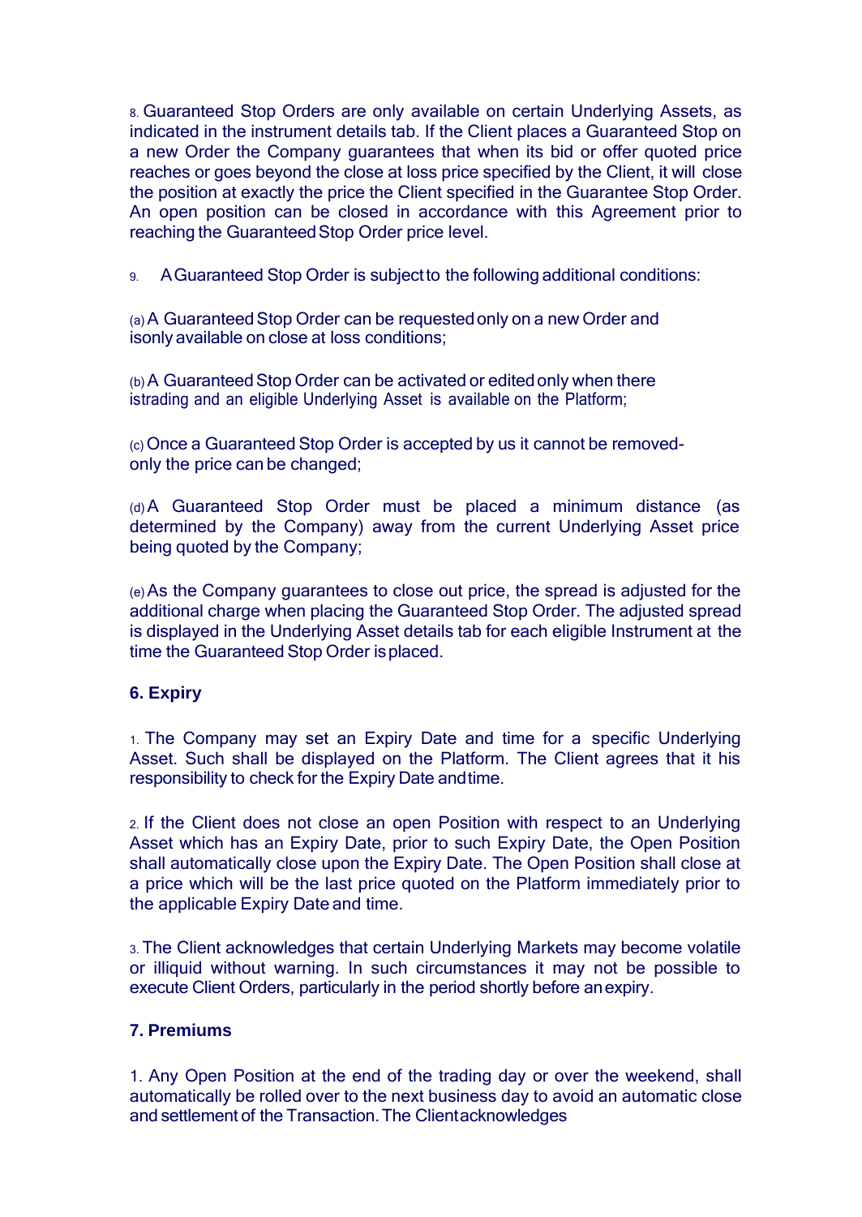8. Guaranteed Stop Orders are only available on certain Underlying Assets, as indicated in the instrument details tab. If the Client places a Guaranteed Stop on a new Order the Company guarantees that when its bid or offer quoted price reaches or goes beyond the close at loss price specified by the Client, it will close the position at exactly the price the Client specified in the Guarantee Stop Order. An open position can be closed in accordance with this Agreement prior to reaching the Guaranteed Stop Order price level.

9. A Guaranteed Stop Order is subject to the following additional conditions:

(a) A Guaranteed Stop Order can be requested only on a new Order and isonly available on close at loss conditions;

(b) A Guaranteed Stop Order can be activated or edited only when there istrading and an eligible Underlying Asset is available on the Platform;

(c) Once a Guaranteed Stop Order is accepted by us it cannot be removed- only the price can be changed;

(d) A Guaranteed Stop Order must be placed a minimum distance (as determined by the Company) away from the current Underlying Asset price being quoted by the Company;

(e) As the Company guarantees to close out price, the spread is adjusted for the additional charge when placing the Guaranteed Stop Order. The adjusted spread is displayed in the Underlying Asset details tab for each eligible Instrument at the time the Guaranteed Stop Order is placed.

### 6. Expiry

1. The Company may set an Expiry Date and time for a specific Underlying Asset. Such shall be displayed on the Platform. The Client agrees that it his responsibility to check for the Expiry Date and time.

2. If the Client does not close an open Position with respect to an Underlying Asset which has an Expiry Date, prior to such Expiry Date, the Open Position shall automatically close upon the Expiry Date. The Open Position shall close at a price which will be the last price quoted on the Platform immediately prior to the applicable Expiry Date and time.

3. The Client acknowledges that certain Underlying Markets may become volatile or illiquid without warning. In such circumstances it may not be possible to execute Client Orders, particularly in the period shortly before an expiry.

### 7. Premiums

1. Any Open Position at the end of the trading day or over the weekend, shall automatically be rolled over to the next business day to avoid an automatic close and settlement of the Transaction. The Client acknowledges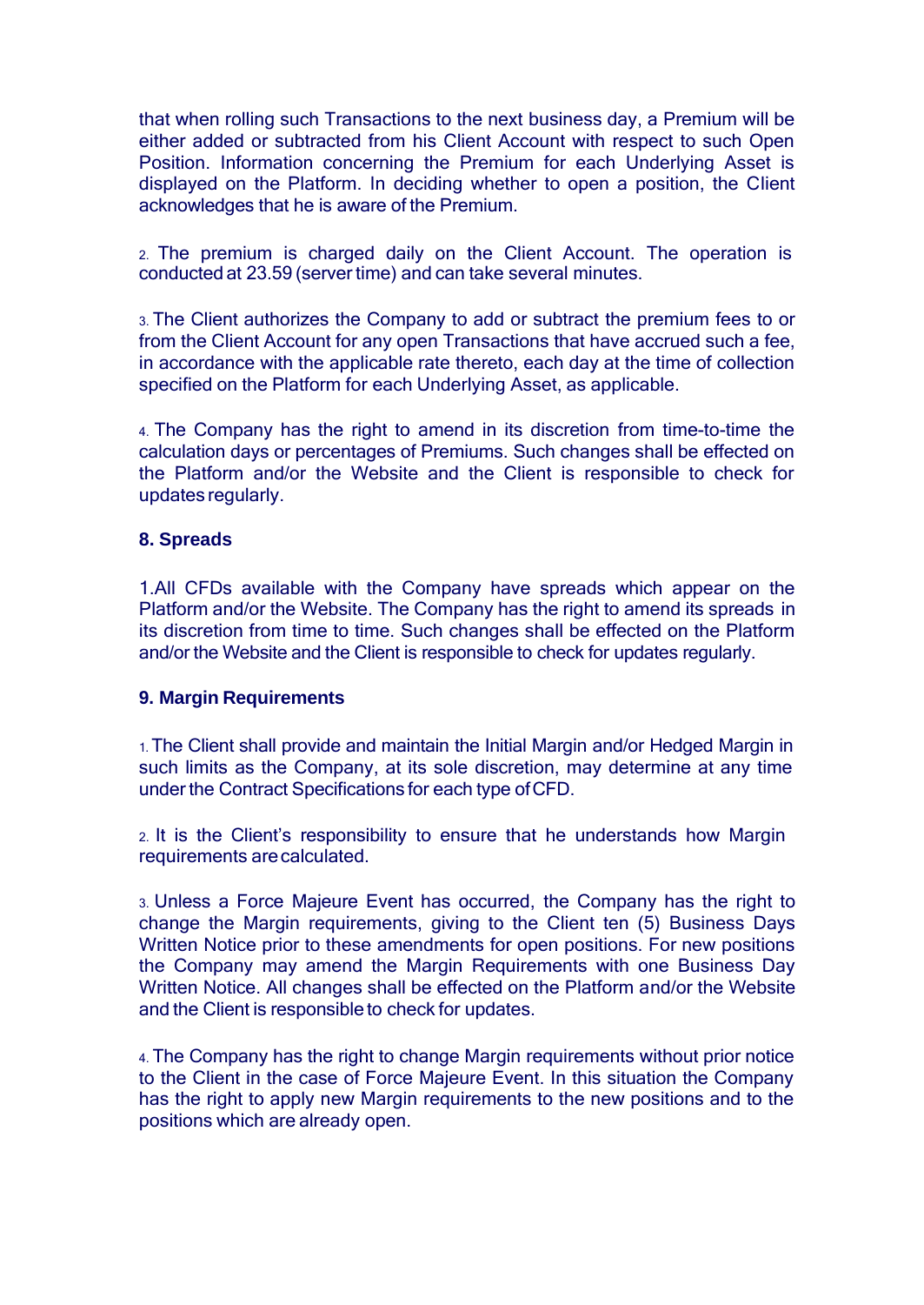that when rolling such Transactions to the next business day, a Premium will be either added or subtracted from his Client Account with respect to such Open Position. Information concerning the Premium for each Underlying Asset is displayed on the Platform. In deciding whether to open a position, the Client acknowledges that he is aware of the Premium.

2. The premium is charged daily on the Client Account. The operation is conducted at 23.59 (server time) and can take several minutes.

3. The Client authorizes the Company to add or subtract the premium fees to or from the Client Account for any open Transactions that have accrued such a fee, in accordance with the applicable rate thereto, each day at the time of collection specified on the Platform for each Underlying Asset, as applicable.

4. The Company has the right to amend in its discretion from time-to-time the calculation days or percentages of Premiums. Such changes shall be effected on the Platform and/or the Website and the Client is responsible to check for updates regularly.

**8. Spreads**

1.All CFDs available with the Company have spreads which appear on the Platform and/or the Website. The Company has the right to amend its spreads in its discretion from time to time. Such changes shall be effected on the Platform and/or the Website and the Client is responsible to check for updates regularly.

**9. Margin Requirements**

1. The Client shall provide and maintain the Initial Margin and/or Hedged Margin in such limits as the Company, at its sole discretion, may determine at any time under the Contract Specifications for each type of CFD.

2. It is the Client's responsibility to ensure that he understands how Margin requirements are calculated.

3. Unless a Force Majeure Event has occurred, the Company has the right to change the Margin requirements, giving to the Client ten (5) Business Days Written Notice prior to these amendments for open positions. For new positions the Company may amend the Margin Requirements with one Business Day Written Notice. All changes shall be effected on the Platform and/or the Website and the Client is responsible to check for updates.

4. The Company has the right to change Margin requirements without prior notice to the Client in the case of Force Majeure Event. In this situation the Company has the right to apply new Margin requirements to the new positions and to the positions which are already open.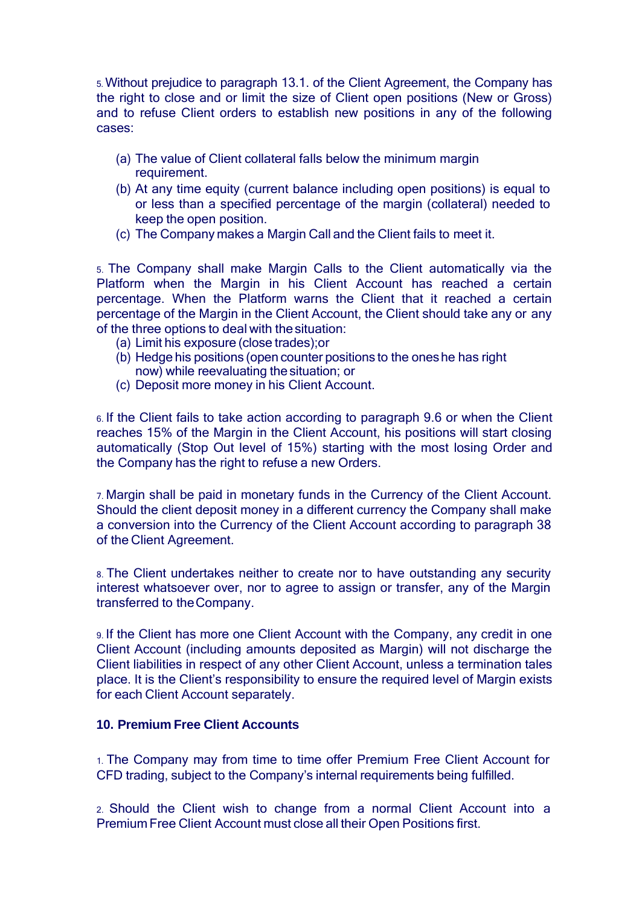5. Without prejudice to paragraph 13.1. of the Client Agreement, the Company has the right to close and or limit the size of Client open positions (New or Gross) and to refuse Client orders to establish new positions in any of the following cases:

(a) The value of Client collateral falls below the minimum margin requirement.
(b) At any time equity (current balance including open positions) is equal to or less than a specified percentage of the margin (collateral) needed to keep the open position.
(c) The Company makes a Margin Call and the Client fails to meet it.

5. The Company shall make Margin Calls to the Client automatically via the Platform when the Margin in his Client Account has reached a certain percentage. When the Platform warns the Client that it reached a certain percentage of the Margin in the Client Account, the Client should take any or any of the three options to deal with the situation:

(a) Limit his exposure (close trades);or
(b) Hedge his positions (open counter positions to the ones he has right now) while reevaluating the situation; or
(c) Deposit more money in his Client Account.

6. If the Client fails to take action according to paragraph 9.6 or when the Client reaches 15% of the Margin in the Client Account, his positions will start closing automatically (Stop Out level of 15%) starting with the most losing Order and the Company has the right to refuse a new Orders.

7. Margin shall be paid in monetary funds in the Currency of the Client Account. Should the client deposit money in a different currency the Company shall make a conversion into the Currency of the Client Account according to paragraph 38 of the Client Agreement.

8. The Client undertakes neither to create nor to have outstanding any security interest whatsoever over, nor to agree to assign or transfer, any of the Margin transferred to the Company.

9. If the Client has more one Client Account with the Company, any credit in one Client Account (including amounts deposited as Margin) will not discharge the Client liabilities in respect of any other Client Account, unless a termination tales place. It is the Client's responsibility to ensure the required level of Margin exists for each Client Account separately.

**10. Premium Free Client Accounts**

1. The Company may from time to time offer Premium Free Client Account for CFD trading, subject to the Company's internal requirements being fulfilled.

2. Should the Client wish to change from a normal Client Account into a Premium Free Client Account must close all their Open Positions first.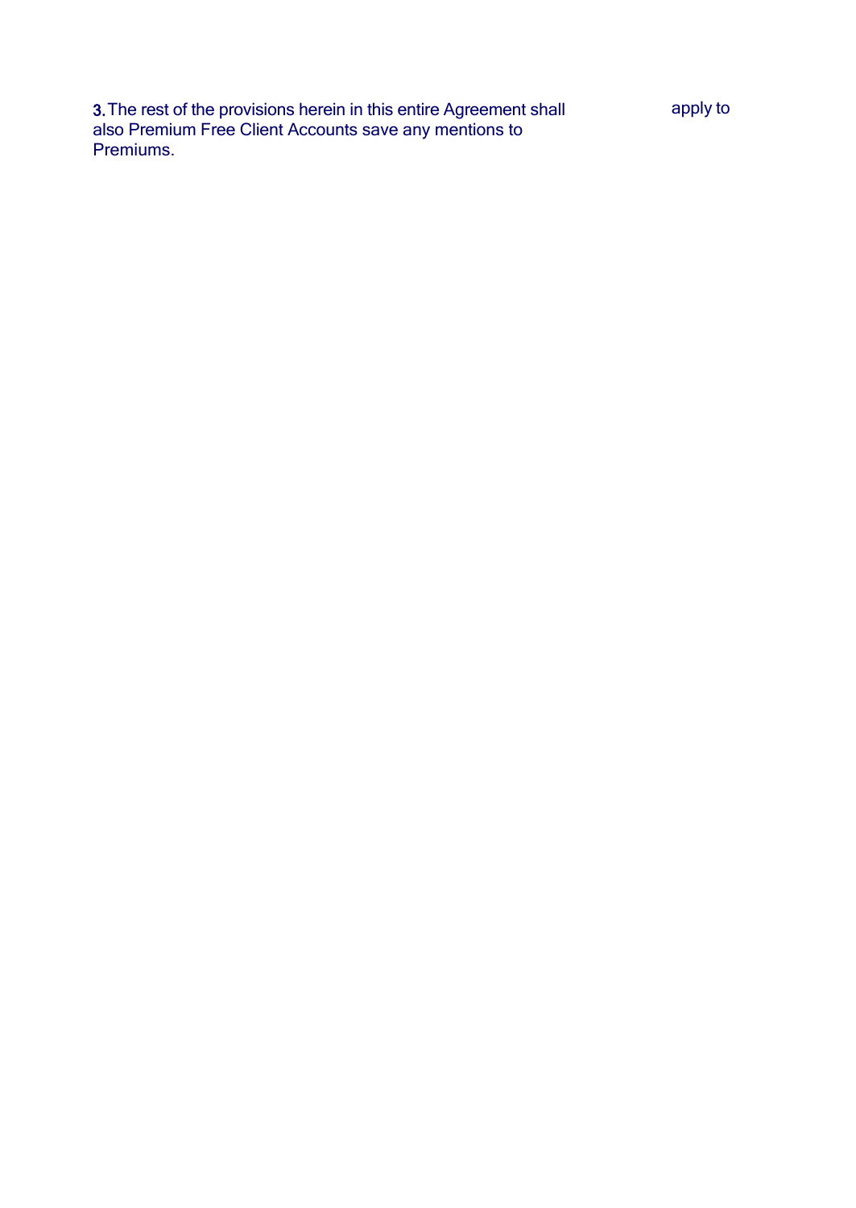3. The rest of the provisions herein in this entire Agreement shall apply to also Premium Free Client Accounts save any mentions to Premiums.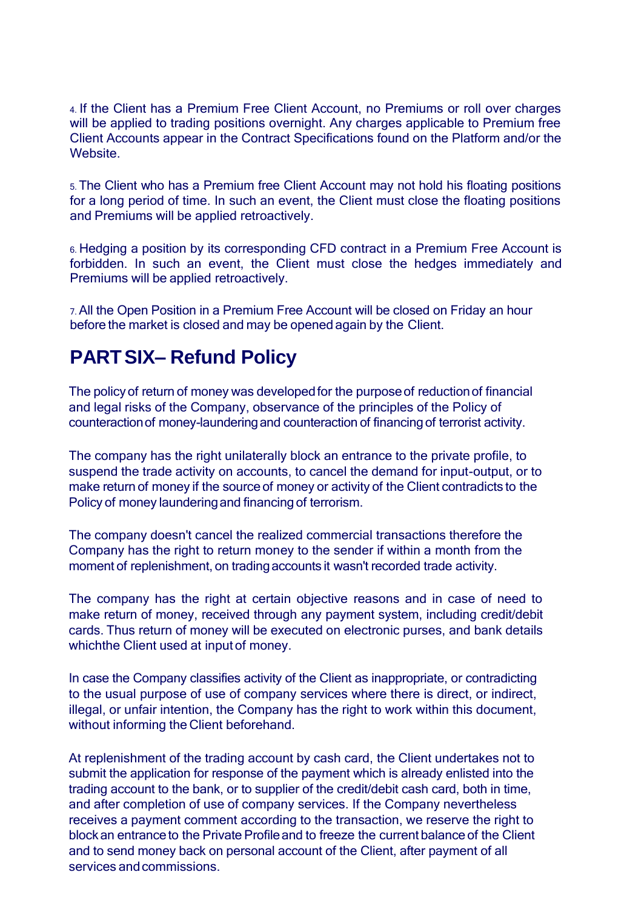4. If the Client has a Premium Free Client Account, no Premiums or roll over charges will be applied to trading positions overnight. Any charges applicable to Premium free Client Accounts appear in the Contract Specifications found on the Platform and/or the Website.

5. The Client who has a Premium free Client Account may not hold his floating positions for a long period of time. In such an event, the Client must close the floating positions and Premiums will be applied retroactively.

6. Hedging a position by its corresponding CFD contract in a Premium Free Account is forbidden. In such an event, the Client must close the hedges immediately and Premiums will be applied retroactively.

7. All the Open Position in a Premium Free Account will be closed on Friday an hour before the market is closed and may be opened again by the Client.

## PART SIX– Refund Policy

The policy of return of money was developed for the purpose of reduction of financial and legal risks of the Company, observance of the principles of the Policy of counteraction of money-laundering and counteraction of financing of terrorist activity.

The company has the right unilaterally block an entrance to the private profile, to suspend the trade activity on accounts, to cancel the demand for input-output, or to make return of money if the source of money or activity of the Client contradicts to the Policy of money laundering and financing of terrorism.

The company doesn't cancel the realized commercial transactions therefore the Company has the right to return money to the sender if within a month from the moment of replenishment, on trading accounts it wasn't recorded trade activity.

The company has the right at certain objective reasons and in case of need to make return of money, received through any payment system, including credit/debit cards. Thus return of money will be executed on electronic purses, and bank details whichthe Client used at input of money.

In case the Company classifies activity of the Client as inappropriate, or contradicting to the usual purpose of use of company services where there is direct, or indirect, illegal, or unfair intention, the Company has the right to work within this document, without informing the Client beforehand.

At replenishment of the trading account by cash card, the Client undertakes not to submit the application for response of the payment which is already enlisted into the trading account to the bank, or to supplier of the credit/debit cash card, both in time, and after completion of use of company services. If the Company nevertheless receives a payment comment according to the transaction, we reserve the right to block an entrance to the Private Profile and to freeze the current balance of the Client and to send money back on personal account of the Client, after payment of all services and commissions.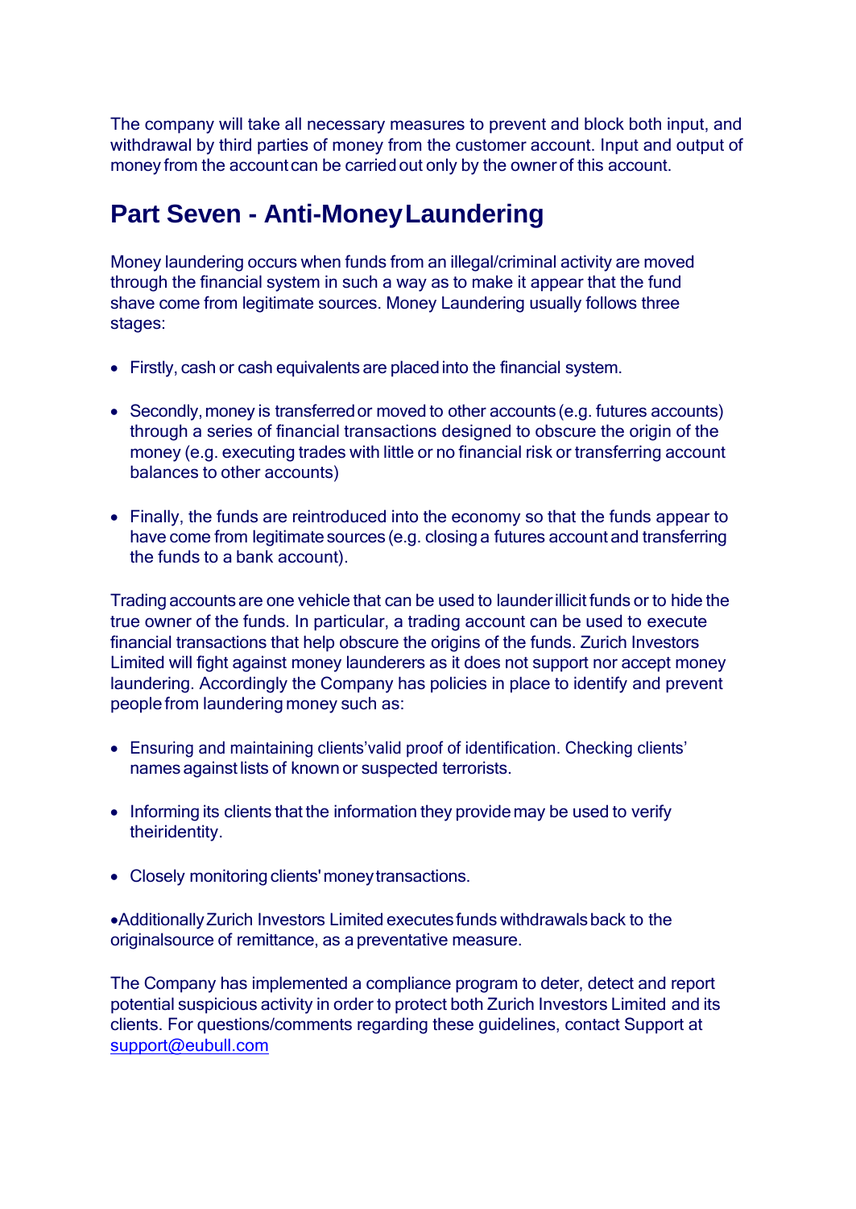The company will take all necessary measures to prevent and block both input, and withdrawal by third parties of money from the customer account. Input and output of money from the account can be carried out only by the owner of this account.

## Part Seven - Anti-Money Laundering

Money laundering occurs when funds from an illegal/criminal activity are moved through the financial system in such a way as to make it appear that the fund shave come from legitimate sources. Money Laundering usually follows three stages:

- Firstly, cash or cash equivalents are placed into the financial system.
- Secondly, money is transferred or moved to other accounts (e.g. futures accounts) through a series of financial transactions designed to obscure the origin of the money (e.g. executing trades with little or no financial risk or transferring account balances to other accounts)
- Finally, the funds are reintroduced into the economy so that the funds appear to have come from legitimate sources (e.g. closing a futures account and transferring the funds to a bank account).

Trading accounts are one vehicle that can be used to launder illicit funds or to hide the true owner of the funds. In particular, a trading account can be used to execute financial transactions that help obscure the origins of the funds. Zurich Investors Limited will fight against money launderers as it does not support nor accept money laundering. Accordingly the Company has policies in place to identify and prevent people from laundering money such as:

- Ensuring and maintaining clients' valid proof of identification. Checking clients' names against lists of known or suspected terrorists.
- Informing its clients that the information they provide may be used to verify theiridentity.
- Closely monitoring clients' money transactions.

•Additionally Zurich Investors Limited executes funds withdrawals back to the originalsource of remittance, as a preventative measure.

The Company has implemented a compliance program to deter, detect and report potential suspicious activity in order to protect both Zurich Investors Limited and its clients. For questions/comments regarding these guidelines, contact Support at support@eubull.com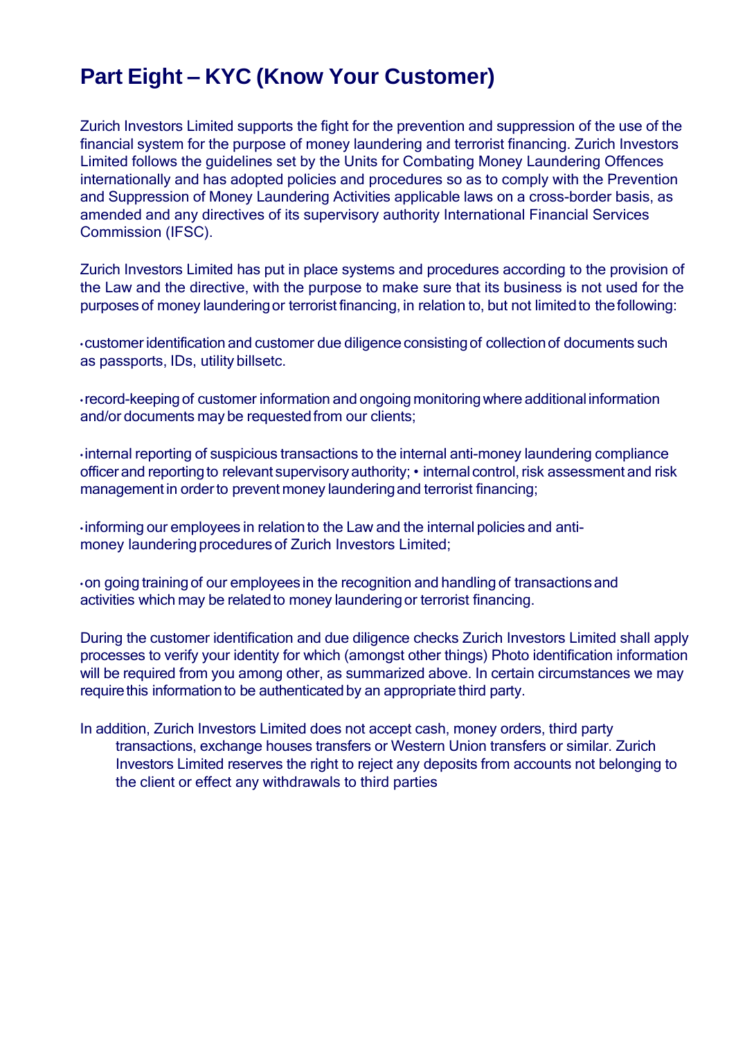# Part Eight – KYC (Know Your Customer)

Zurich Investors Limited supports the fight for the prevention and suppression of the use of the financial system for the purpose of money laundering and terrorist financing. Zurich Investors Limited follows the guidelines set by the Units for Combating Money Laundering Offences internationally and has adopted policies and procedures so as to comply with the Prevention and Suppression of Money Laundering Activities applicable laws on a cross-border basis, as amended and any directives of its supervisory authority International Financial Services Commission (IFSC).

Zurich Investors Limited has put in place systems and procedures according to the provision of the Law and the directive, with the purpose to make sure that its business is not used for the purposes of money laundering or terrorist financing, in relation to, but not limited to the following:

- customer identification and customer due diligence consisting of collection of documents such as passports, IDs, utility billsetc.

- record-keeping of customer information and ongoing monitoring where additional information and/or documents may be requested from our clients;

- internal reporting of suspicious transactions to the internal anti-money laundering compliance officer and reporting to relevant supervisory authority; • internal control, risk assessment and risk management in order to prevent money laundering and terrorist financing;

- informing our employees in relation to the Law and the internal policies and anti-money laundering procedures of Zurich Investors Limited;

- on going training of our employees in the recognition and handling of transactions and activities which may be related to money laundering or terrorist financing.

During the customer identification and due diligence checks Zurich Investors Limited shall apply processes to verify your identity for which (amongst other things) Photo identification information will be required from you among other, as summarized above. In certain circumstances we may require this information to be authenticated by an appropriate third party.

In addition, Zurich Investors Limited does not accept cash, money orders, third party transactions, exchange houses transfers or Western Union transfers or similar. Zurich Investors Limited reserves the right to reject any deposits from accounts not belonging to the client or effect any withdrawals to third parties